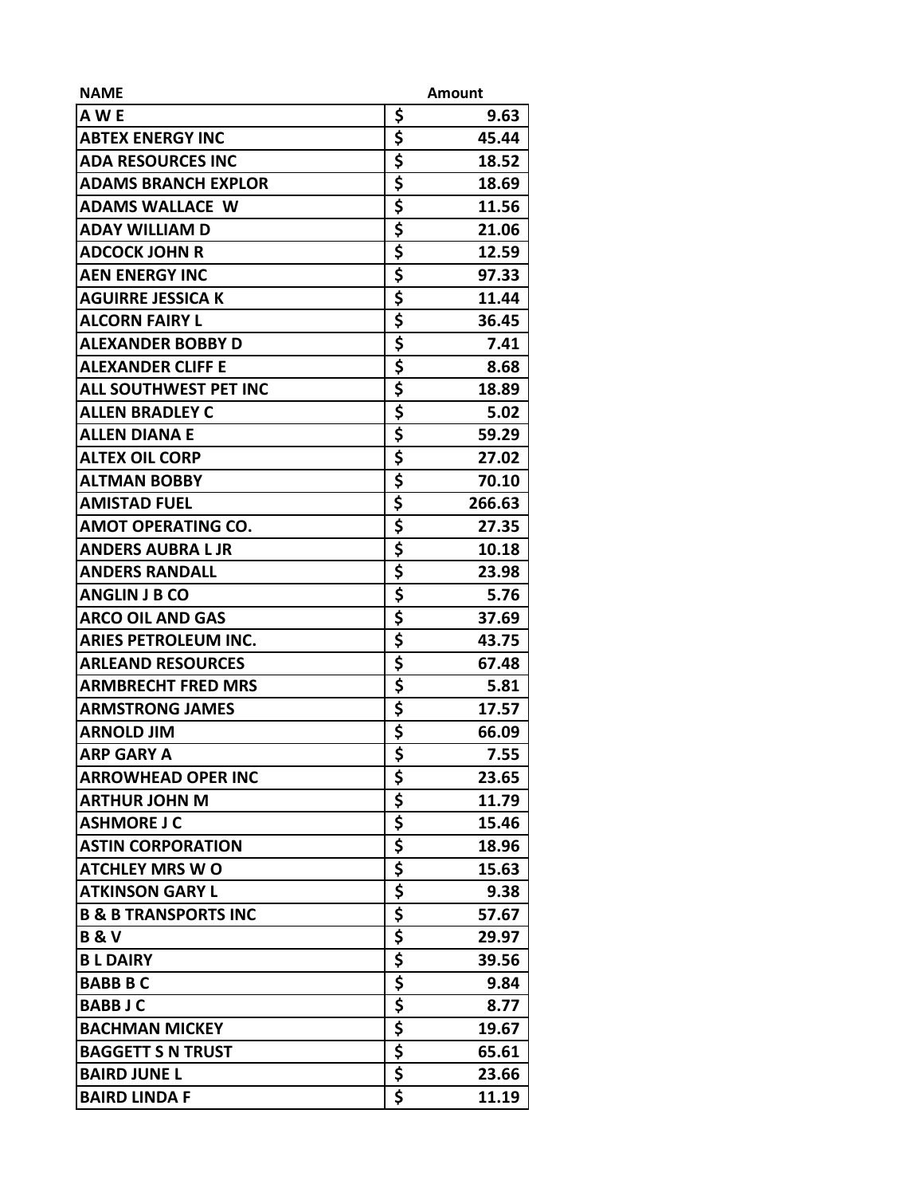| NAME | Amount |
|---|---|
| A W E | $ 9.63 |
| ABTEX ENERGY INC | $ 45.44 |
| ADA RESOURCES INC | $ 18.52 |
| ADAMS BRANCH EXPLOR | $ 18.69 |
| ADAMS WALLACE W | $ 11.56 |
| ADAY WILLIAM D | $ 21.06 |
| ADCOCK JOHN R | $ 12.59 |
| AEN ENERGY INC | $ 97.33 |
| AGUIRRE JESSICA K | $ 11.44 |
| ALCORN FAIRY L | $ 36.45 |
| ALEXANDER BOBBY D | $ 7.41 |
| ALEXANDER CLIFF E | $ 8.68 |
| ALL SOUTHWEST PET INC | $ 18.89 |
| ALLEN BRADLEY C | $ 5.02 |
| ALLEN DIANA E | $ 59.29 |
| ALTEX OIL CORP | $ 27.02 |
| ALTMAN BOBBY | $ 70.10 |
| AMISTAD FUEL | $ 266.63 |
| AMOT OPERATING CO. | $ 27.35 |
| ANDERS AUBRA L JR | $ 10.18 |
| ANDERS RANDALL | $ 23.98 |
| ANGLIN J B CO | $ 5.76 |
| ARCO OIL AND GAS | $ 37.69 |
| ARIES PETROLEUM INC. | $ 43.75 |
| ARLEAND RESOURCES | $ 67.48 |
| ARMBRECHT FRED MRS | $ 5.81 |
| ARMSTRONG JAMES | $ 17.57 |
| ARNOLD JIM | $ 66.09 |
| ARP GARY A | $ 7.55 |
| ARROWHEAD OPER INC | $ 23.65 |
| ARTHUR JOHN M | $ 11.79 |
| ASHMORE J C | $ 15.46 |
| ASTIN CORPORATION | $ 18.96 |
| ATCHLEY MRS W O | $ 15.63 |
| ATKINSON GARY L | $ 9.38 |
| B & B TRANSPORTS INC | $ 57.67 |
| B & V | $ 29.97 |
| B L DAIRY | $ 39.56 |
| BABB B C | $ 9.84 |
| BABB J C | $ 8.77 |
| BACHMAN MICKEY | $ 19.67 |
| BAGGETT S N TRUST | $ 65.61 |
| BAIRD JUNE L | $ 23.66 |
| BAIRD LINDA F | $ 11.19 |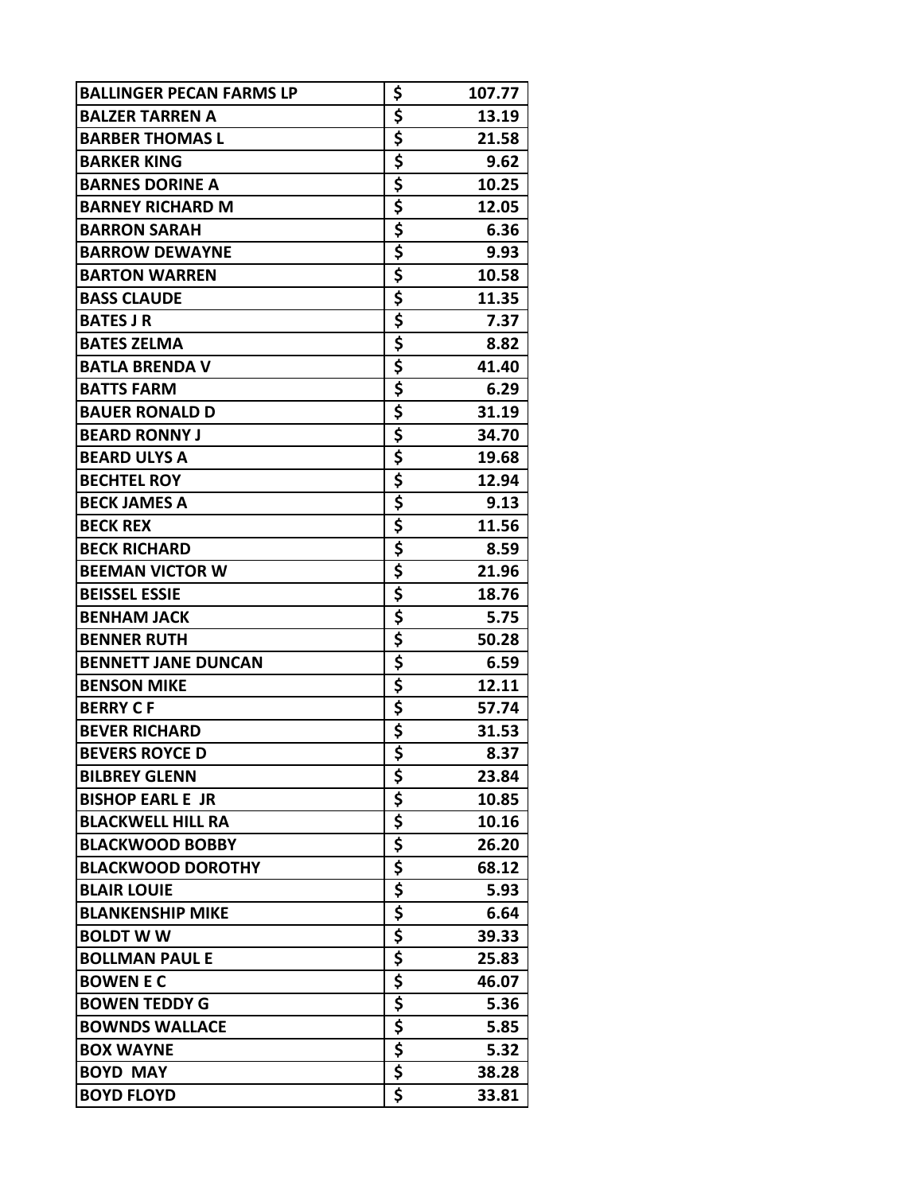| BALLINGER PECAN FARMS LP | $ | 107.77 |
|---|---|---|
| BALZER TARREN A | $ | 13.19 |
| BARBER THOMAS L | $ | 21.58 |
| BARKER KING | $ | 9.62 |
| BARNES DORINE A | $ | 10.25 |
| BARNEY RICHARD M | $ | 12.05 |
| BARRON SARAH | $ | 6.36 |
| BARROW DEWAYNE | $ | 9.93 |
| BARTON WARREN | $ | 10.58 |
| BASS CLAUDE | $ | 11.35 |
| BATES J R | $ | 7.37 |
| BATES ZELMA | $ | 8.82 |
| BATLA BRENDA V | $ | 41.40 |
| BATTS FARM | $ | 6.29 |
| BAUER RONALD D | $ | 31.19 |
| BEARD RONNY J | $ | 34.70 |
| BEARD ULYS A | $ | 19.68 |
| BECHTEL ROY | $ | 12.94 |
| BECK JAMES A | $ | 9.13 |
| BECK REX | $ | 11.56 |
| BECK RICHARD | $ | 8.59 |
| BEEMAN VICTOR W | $ | 21.96 |
| BEISSEL ESSIE | $ | 18.76 |
| BENHAM JACK | $ | 5.75 |
| BENNER RUTH | $ | 50.28 |
| BENNETT JANE DUNCAN | $ | 6.59 |
| BENSON MIKE | $ | 12.11 |
| BERRY C F | $ | 57.74 |
| BEVER RICHARD | $ | 31.53 |
| BEVERS ROYCE D | $ | 8.37 |
| BILBREY GLENN | $ | 23.84 |
| BISHOP EARL E JR | $ | 10.85 |
| BLACKWELL HILL RA | $ | 10.16 |
| BLACKWOOD BOBBY | $ | 26.20 |
| BLACKWOOD DOROTHY | $ | 68.12 |
| BLAIR LOUIE | $ | 5.93 |
| BLANKENSHIP MIKE | $ | 6.64 |
| BOLDT W W | $ | 39.33 |
| BOLLMAN PAUL E | $ | 25.83 |
| BOWEN E C | $ | 46.07 |
| BOWEN TEDDY G | $ | 5.36 |
| BOWNDS WALLACE | $ | 5.85 |
| BOX WAYNE | $ | 5.32 |
| BOYD MAY | $ | 38.28 |
| BOYD FLOYD | $ | 33.81 |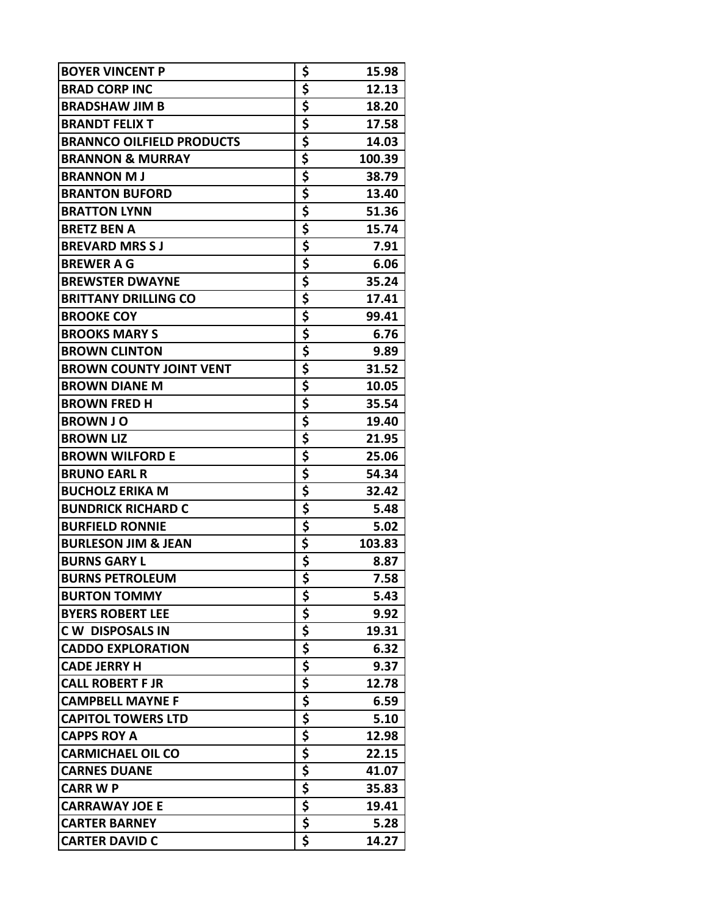| | | |
|---|---|---|
| **BOYER VINCENT P** | **$** | **15.98** |
| **BRAD CORP INC** | **$** | **12.13** |
| **BRADSHAW JIM B** | **$** | **18.20** |
| **BRANDT FELIX T** | **$** | **17.58** |
| **BRANNCO OILFIELD PRODUCTS** | **$** | **14.03** |
| **BRANNON & MURRAY** | **$** | **100.39** |
| **BRANNON M J** | **$** | **38.79** |
| **BRANTON BUFORD** | **$** | **13.40** |
| **BRATTON LYNN** | **$** | **51.36** |
| **BRETZ BEN A** | **$** | **15.74** |
| **BREVARD MRS S J** | **$** | **7.91** |
| **BREWER A G** | **$** | **6.06** |
| **BREWSTER DWAYNE** | **$** | **35.24** |
| **BRITTANY DRILLING CO** | **$** | **17.41** |
| **BROOKE COY** | **$** | **99.41** |
| **BROOKS MARY S** | **$** | **6.76** |
| **BROWN CLINTON** | **$** | **9.89** |
| **BROWN COUNTY JOINT VENT** | **$** | **31.52** |
| **BROWN DIANE M** | **$** | **10.05** |
| **BROWN FRED H** | **$** | **35.54** |
| **BROWN J O** | **$** | **19.40** |
| **BROWN LIZ** | **$** | **21.95** |
| **BROWN WILFORD E** | **$** | **25.06** |
| **BRUNO EARL R** | **$** | **54.34** |
| **BUCHOLZ ERIKA M** | **$** | **32.42** |
| **BUNDRICK RICHARD C** | **$** | **5.48** |
| **BURFIELD RONNIE** | **$** | **5.02** |
| **BURLESON JIM & JEAN** | **$** | **103.83** |
| **BURNS GARY L** | **$** | **8.87** |
| **BURNS PETROLEUM** | **$** | **7.58** |
| **BURTON TOMMY** | **$** | **5.43** |
| **BYERS ROBERT LEE** | **$** | **9.92** |
| **C W DISPOSALS IN** | **$** | **19.31** |
| **CADDO EXPLORATION** | **$** | **6.32** |
| **CADE JERRY H** | **$** | **9.37** |
| **CALL ROBERT F JR** | **$** | **12.78** |
| **CAMPBELL MAYNE F** | **$** | **6.59** |
| **CAPITOL TOWERS LTD** | **$** | **5.10** |
| **CAPPS ROY A** | **$** | **12.98** |
| **CARMICHAEL OIL CO** | **$** | **22.15** |
| **CARNES DUANE** | **$** | **41.07** |
| **CARR W P** | **$** | **35.83** |
| **CARRAWAY JOE E** | **$** | **19.41** |
| **CARTER BARNEY** | **$** | **5.28** |
| **CARTER DAVID C** | **$** | **14.27** |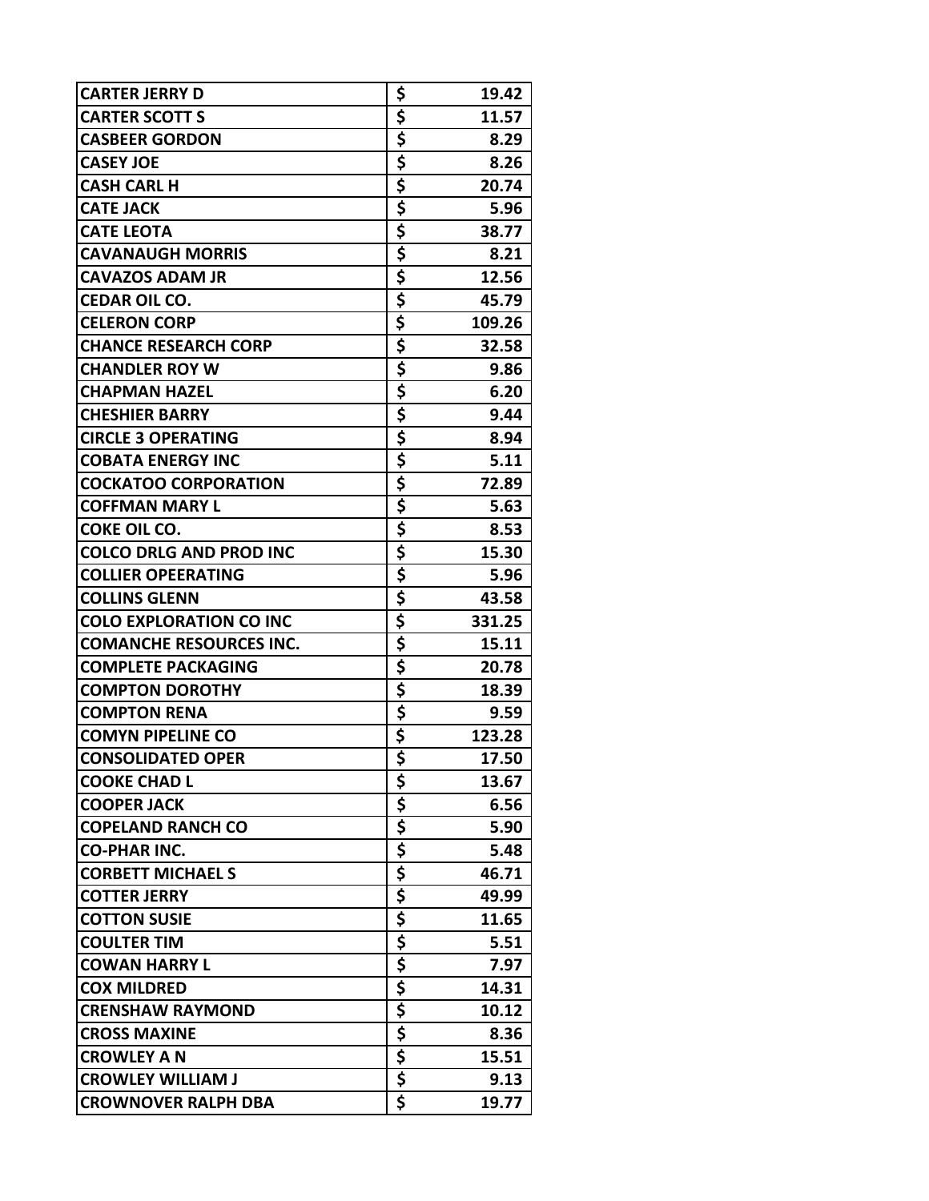| | | |
|---|---|---|
| CARTER JERRY D | $ | 19.42 |
| CARTER SCOTT S | $ | 11.57 |
| CASBEER GORDON | $ | 8.29 |
| CASEY JOE | $ | 8.26 |
| CASH CARL H | $ | 20.74 |
| CATE JACK | $ | 5.96 |
| CATE LEOTA | $ | 38.77 |
| CAVANAUGH MORRIS | $ | 8.21 |
| CAVAZOS ADAM JR | $ | 12.56 |
| CEDAR OIL CO. | $ | 45.79 |
| CELERON CORP | $ | 109.26 |
| CHANCE RESEARCH CORP | $ | 32.58 |
| CHANDLER ROY W | $ | 9.86 |
| CHAPMAN HAZEL | $ | 6.20 |
| CHESHIER BARRY | $ | 9.44 |
| CIRCLE 3 OPERATING | $ | 8.94 |
| COBATA ENERGY INC | $ | 5.11 |
| COCKATOO CORPORATION | $ | 72.89 |
| COFFMAN MARY L | $ | 5.63 |
| COKE OIL CO. | $ | 8.53 |
| COLCO DRLG AND PROD INC | $ | 15.30 |
| COLLIER OPEERATING | $ | 5.96 |
| COLLINS GLENN | $ | 43.58 |
| COLO EXPLORATION CO INC | $ | 331.25 |
| COMANCHE RESOURCES INC. | $ | 15.11 |
| COMPLETE PACKAGING | $ | 20.78 |
| COMPTON DOROTHY | $ | 18.39 |
| COMPTON RENA | $ | 9.59 |
| COMYN PIPELINE CO | $ | 123.28 |
| CONSOLIDATED OPER | $ | 17.50 |
| COOKE CHAD L | $ | 13.67 |
| COOPER JACK | $ | 6.56 |
| COPELAND RANCH CO | $ | 5.90 |
| CO-PHAR INC. | $ | 5.48 |
| CORBETT MICHAEL S | $ | 46.71 |
| COTTER JERRY | $ | 49.99 |
| COTTON SUSIE | $ | 11.65 |
| COULTER TIM | $ | 5.51 |
| COWAN HARRY L | $ | 7.97 |
| COX MILDRED | $ | 14.31 |
| CRENSHAW RAYMOND | $ | 10.12 |
| CROSS MAXINE | $ | 8.36 |
| CROWLEY A N | $ | 15.51 |
| CROWLEY WILLIAM J | $ | 9.13 |
| CROWNOVER RALPH DBA | $ | 19.77 |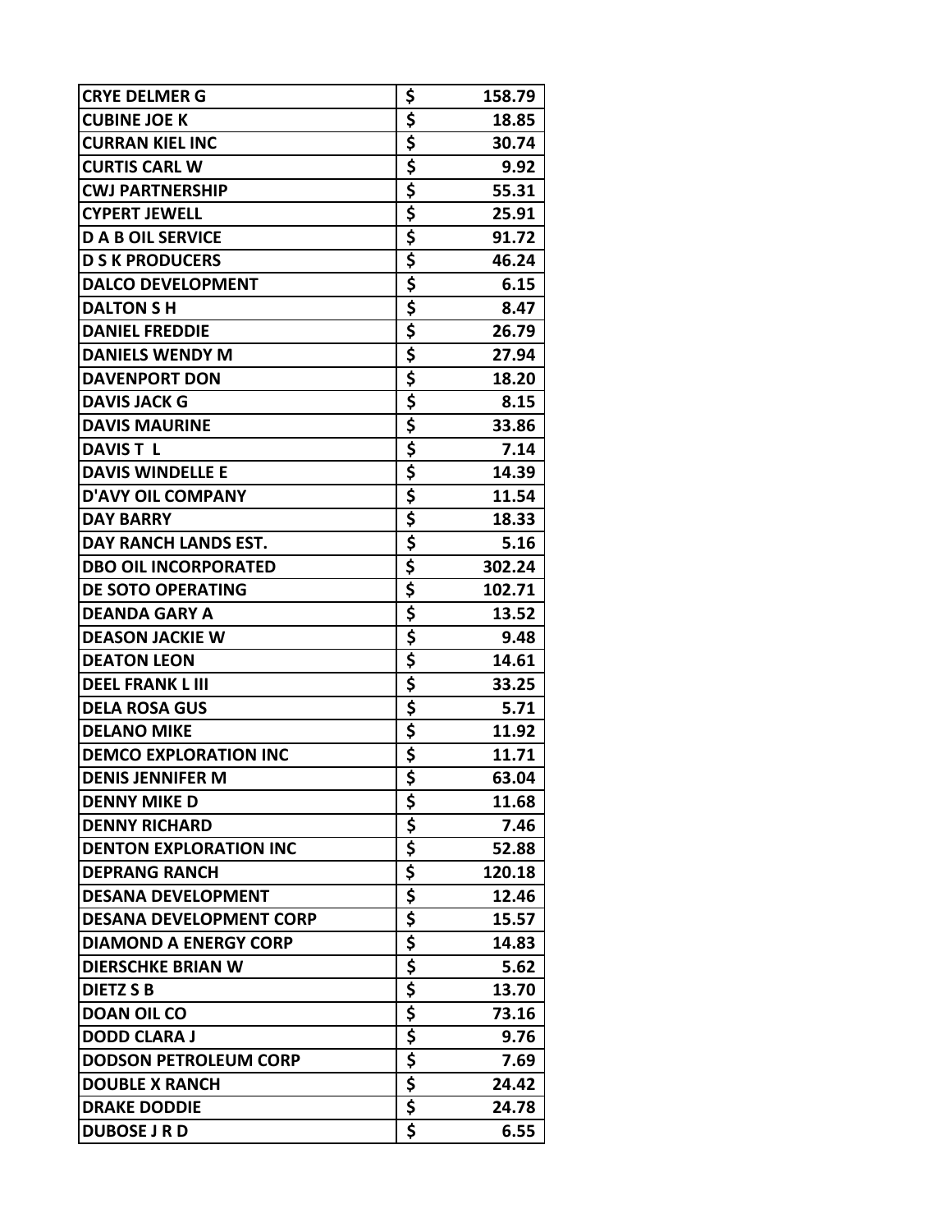| | | |
|---|---|---|
| **CRYE DELMER G** | **$** | **158.79** |
| **CUBINE JOE K** | **$** | **18.85** |
| **CURRAN KIEL INC** | **$** | **30.74** |
| **CURTIS CARL W** | **$** | **9.92** |
| **CWJ PARTNERSHIP** | **$** | **55.31** |
| **CYPERT JEWELL** | **$** | **25.91** |
| **D A B OIL SERVICE** | **$** | **91.72** |
| **D S K PRODUCERS** | **$** | **46.24** |
| **DALCO DEVELOPMENT** | **$** | **6.15** |
| **DALTON S H** | **$** | **8.47** |
| **DANIEL FREDDIE** | **$** | **26.79** |
| **DANIELS WENDY M** | **$** | **27.94** |
| **DAVENPORT DON** | **$** | **18.20** |
| **DAVIS JACK G** | **$** | **8.15** |
| **DAVIS MAURINE** | **$** | **33.86** |
| **DAVIS T L** | **$** | **7.14** |
| **DAVIS WINDELLE E** | **$** | **14.39** |
| **D'AVY OIL COMPANY** | **$** | **11.54** |
| **DAY BARRY** | **$** | **18.33** |
| **DAY RANCH LANDS EST.** | **$** | **5.16** |
| **DBO OIL INCORPORATED** | **$** | **302.24** |
| **DE SOTO OPERATING** | **$** | **102.71** |
| **DEANDA GARY A** | **$** | **13.52** |
| **DEASON JACKIE W** | **$** | **9.48** |
| **DEATON LEON** | **$** | **14.61** |
| **DEEL FRANK L III** | **$** | **33.25** |
| **DELA ROSA GUS** | **$** | **5.71** |
| **DELANO MIKE** | **$** | **11.92** |
| **DEMCO EXPLORATION INC** | **$** | **11.71** |
| **DENIS JENNIFER M** | **$** | **63.04** |
| **DENNY MIKE D** | **$** | **11.68** |
| **DENNY RICHARD** | **$** | **7.46** |
| **DENTON EXPLORATION INC** | **$** | **52.88** |
| **DEPRANG RANCH** | **$** | **120.18** |
| **DESANA DEVELOPMENT** | **$** | **12.46** |
| **DESANA DEVELOPMENT CORP** | **$** | **15.57** |
| **DIAMOND A ENERGY CORP** | **$** | **14.83** |
| **DIERSCHKE BRIAN W** | **$** | **5.62** |
| **DIETZ S B** | **$** | **13.70** |
| **DOAN OIL CO** | **$** | **73.16** |
| **DODD CLARA J** | **$** | **9.76** |
| **DODSON PETROLEUM CORP** | **$** | **7.69** |
| **DOUBLE X RANCH** | **$** | **24.42** |
| **DRAKE DODDIE** | **$** | **24.78** |
| **DUBOSE J R D** | **$** | **6.55** |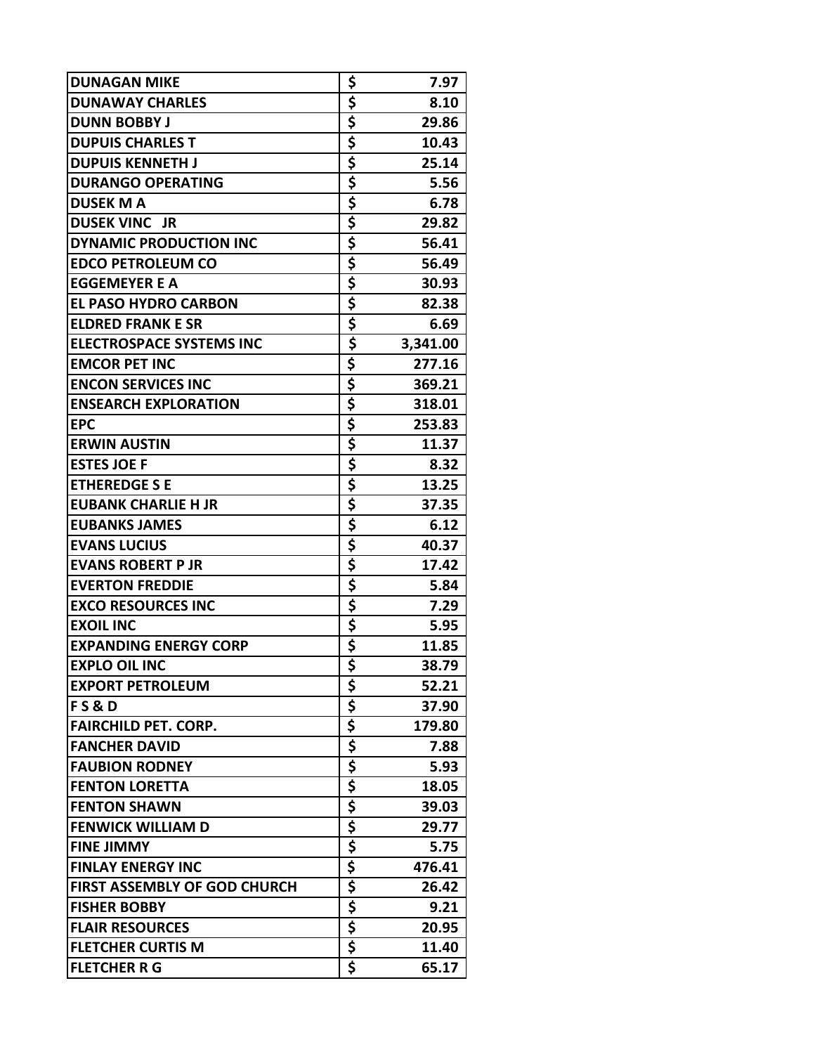| | | |
|---|---|---|
| DUNAGAN MIKE | $ | 7.97 |
| DUNAWAY CHARLES | $ | 8.10 |
| DUNN BOBBY J | $ | 29.86 |
| DUPUIS CHARLES T | $ | 10.43 |
| DUPUIS KENNETH J | $ | 25.14 |
| DURANGO OPERATING | $ | 5.56 |
| DUSEK M A | $ | 6.78 |
| DUSEK VINC JR | $ | 29.82 |
| DYNAMIC PRODUCTION INC | $ | 56.41 |
| EDCO PETROLEUM CO | $ | 56.49 |
| EGGEMEYER E A | $ | 30.93 |
| EL PASO HYDRO CARBON | $ | 82.38 |
| ELDRED FRANK E SR | $ | 6.69 |
| ELECTROSPACE SYSTEMS INC | $ | 3,341.00 |
| EMCOR PET INC | $ | 277.16 |
| ENCON SERVICES INC | $ | 369.21 |
| ENSEARCH EXPLORATION | $ | 318.01 |
| EPC | $ | 253.83 |
| ERWIN AUSTIN | $ | 11.37 |
| ESTES JOE F | $ | 8.32 |
| ETHEREDGE S E | $ | 13.25 |
| EUBANK CHARLIE H JR | $ | 37.35 |
| EUBANKS JAMES | $ | 6.12 |
| EVANS LUCIUS | $ | 40.37 |
| EVANS ROBERT P JR | $ | 17.42 |
| EVERTON FREDDIE | $ | 5.84 |
| EXCO RESOURCES INC | $ | 7.29 |
| EXOIL INC | $ | 5.95 |
| EXPANDING ENERGY CORP | $ | 11.85 |
| EXPLO OIL INC | $ | 38.79 |
| EXPORT PETROLEUM | $ | 52.21 |
| F S & D | $ | 37.90 |
| FAIRCHILD PET. CORP. | $ | 179.80 |
| FANCHER DAVID | $ | 7.88 |
| FAUBION RODNEY | $ | 5.93 |
| FENTON LORETTA | $ | 18.05 |
| FENTON SHAWN | $ | 39.03 |
| FENWICK WILLIAM D | $ | 29.77 |
| FINE JIMMY | $ | 5.75 |
| FINLAY ENERGY INC | $ | 476.41 |
| FIRST ASSEMBLY OF GOD CHURCH | $ | 26.42 |
| FISHER BOBBY | $ | 9.21 |
| FLAIR RESOURCES | $ | 20.95 |
| FLETCHER CURTIS M | $ | 11.40 |
| FLETCHER R G | $ | 65.17 |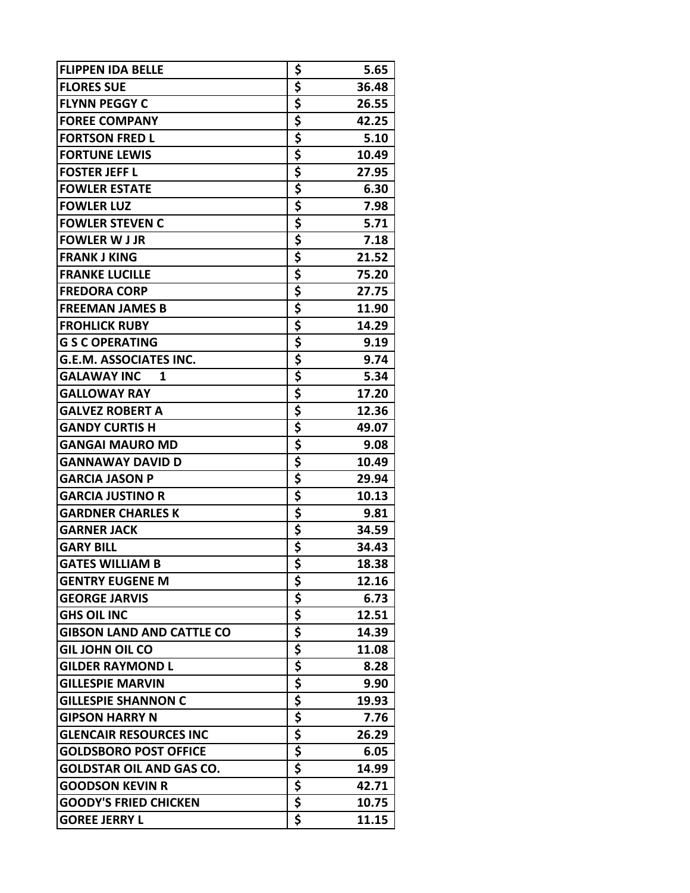| | | |
|---|---|---|
| FLIPPEN IDA BELLE | $ | 5.65 |
| FLORES SUE | $ | 36.48 |
| FLYNN PEGGY C | $ | 26.55 |
| FOREE COMPANY | $ | 42.25 |
| FORTSON FRED L | $ | 5.10 |
| FORTUNE LEWIS | $ | 10.49 |
| FOSTER JEFF L | $ | 27.95 |
| FOWLER ESTATE | $ | 6.30 |
| FOWLER LUZ | $ | 7.98 |
| FOWLER STEVEN C | $ | 5.71 |
| FOWLER W J JR | $ | 7.18 |
| FRANK J KING | $ | 21.52 |
| FRANKE LUCILLE | $ | 75.20 |
| FREDORA CORP | $ | 27.75 |
| FREEMAN JAMES B | $ | 11.90 |
| FROHLICK RUBY | $ | 14.29 |
| G S C OPERATING | $ | 9.19 |
| G.E.M. ASSOCIATES INC. | $ | 9.74 |
| GALAWAY INC 1 | $ | 5.34 |
| GALLOWAY RAY | $ | 17.20 |
| GALVEZ ROBERT A | $ | 12.36 |
| GANDY CURTIS H | $ | 49.07 |
| GANGAI MAURO MD | $ | 9.08 |
| GANNAWAY DAVID D | $ | 10.49 |
| GARCIA JASON P | $ | 29.94 |
| GARCIA JUSTINO R | $ | 10.13 |
| GARDNER CHARLES K | $ | 9.81 |
| GARNER JACK | $ | 34.59 |
| GARY BILL | $ | 34.43 |
| GATES WILLIAM B | $ | 18.38 |
| GENTRY EUGENE M | $ | 12.16 |
| GEORGE JARVIS | $ | 6.73 |
| GHS OIL INC | $ | 12.51 |
| GIBSON LAND AND CATTLE CO | $ | 14.39 |
| GIL JOHN OIL CO | $ | 11.08 |
| GILDER RAYMOND L | $ | 8.28 |
| GILLESPIE MARVIN | $ | 9.90 |
| GILLESPIE SHANNON C | $ | 19.93 |
| GIPSON HARRY N | $ | 7.76 |
| GLENCAIR RESOURCES INC | $ | 26.29 |
| GOLDSBORO POST OFFICE | $ | 6.05 |
| GOLDSTAR OIL AND GAS CO. | $ | 14.99 |
| GOODSON KEVIN R | $ | 42.71 |
| GOODY'S FRIED CHICKEN | $ | 10.75 |
| GOREE JERRY L | $ | 11.15 |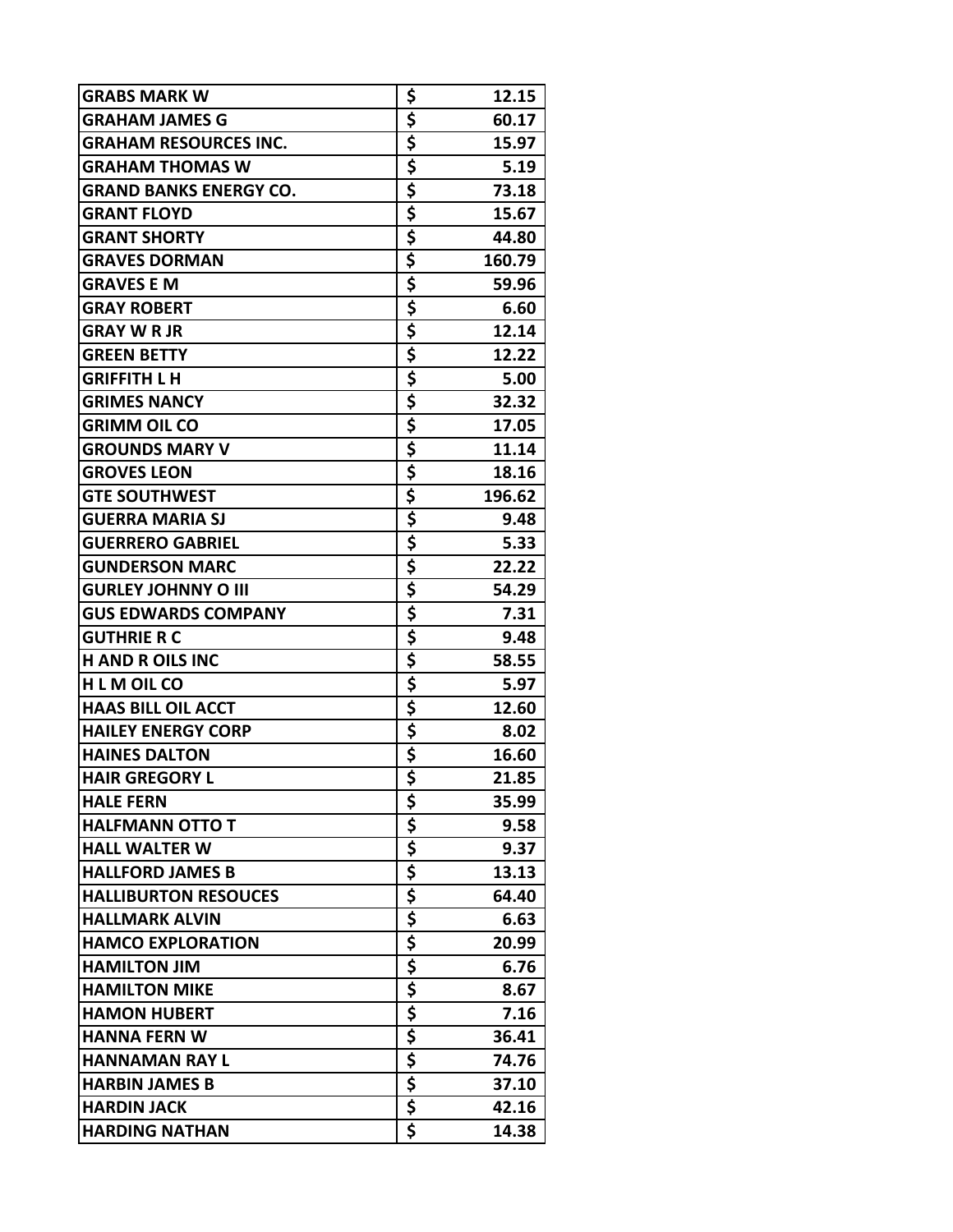| | | |
|---|---|---|
| GRABS MARK W | $ | 12.15 |
| GRAHAM JAMES G | $ | 60.17 |
| GRAHAM RESOURCES INC. | $ | 15.97 |
| GRAHAM THOMAS W | $ | 5.19 |
| GRAND BANKS ENERGY CO. | $ | 73.18 |
| GRANT FLOYD | $ | 15.67 |
| GRANT SHORTY | $ | 44.80 |
| GRAVES DORMAN | $ | 160.79 |
| GRAVES E M | $ | 59.96 |
| GRAY ROBERT | $ | 6.60 |
| GRAY W R JR | $ | 12.14 |
| GREEN BETTY | $ | 12.22 |
| GRIFFITH L H | $ | 5.00 |
| GRIMES NANCY | $ | 32.32 |
| GRIMM OIL CO | $ | 17.05 |
| GROUNDS MARY V | $ | 11.14 |
| GROVES LEON | $ | 18.16 |
| GTE SOUTHWEST | $ | 196.62 |
| GUERRA MARIA SJ | $ | 9.48 |
| GUERRERO GABRIEL | $ | 5.33 |
| GUNDERSON MARC | $ | 22.22 |
| GURLEY JOHNNY O III | $ | 54.29 |
| GUS EDWARDS COMPANY | $ | 7.31 |
| GUTHRIE R C | $ | 9.48 |
| H AND R OILS INC | $ | 58.55 |
| H L M OIL CO | $ | 5.97 |
| HAAS BILL OIL ACCT | $ | 12.60 |
| HAILEY ENERGY CORP | $ | 8.02 |
| HAINES DALTON | $ | 16.60 |
| HAIR GREGORY L | $ | 21.85 |
| HALE FERN | $ | 35.99 |
| HALFMANN OTTO T | $ | 9.58 |
| HALL WALTER W | $ | 9.37 |
| HALLFORD JAMES B | $ | 13.13 |
| HALLIBURTON RESOUCES | $ | 64.40 |
| HALLMARK ALVIN | $ | 6.63 |
| HAMCO EXPLORATION | $ | 20.99 |
| HAMILTON JIM | $ | 6.76 |
| HAMILTON MIKE | $ | 8.67 |
| HAMON HUBERT | $ | 7.16 |
| HANNA FERN W | $ | 36.41 |
| HANNAMAN RAY L | $ | 74.76 |
| HARBIN JAMES B | $ | 37.10 |
| HARDIN JACK | $ | 42.16 |
| HARDING NATHAN | $ | 14.38 |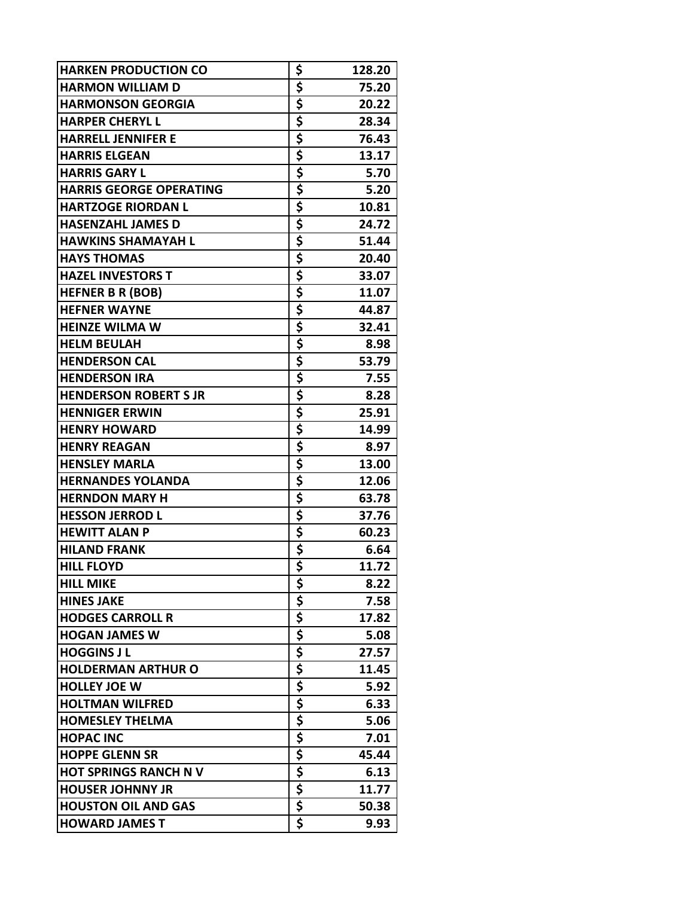| | | |
|---|---|---|
| **HARKEN PRODUCTION CO** | **$** | **128.20** |
| **HARMON WILLIAM D** | **$** | **75.20** |
| **HARMONSON GEORGIA** | **$** | **20.22** |
| **HARPER CHERYL L** | **$** | **28.34** |
| **HARRELL JENNIFER E** | **$** | **76.43** |
| **HARRIS ELGEAN** | **$** | **13.17** |
| **HARRIS GARY L** | **$** | **5.70** |
| **HARRIS GEORGE OPERATING** | **$** | **5.20** |
| **HARTZOGE RIORDAN L** | **$** | **10.81** |
| **HASENZAHL JAMES D** | **$** | **24.72** |
| **HAWKINS SHAMAYAH L** | **$** | **51.44** |
| **HAYS THOMAS** | **$** | **20.40** |
| **HAZEL INVESTORS T** | **$** | **33.07** |
| **HEFNER B R (BOB)** | **$** | **11.07** |
| **HEFNER WAYNE** | **$** | **44.87** |
| **HEINZE WILMA W** | **$** | **32.41** |
| **HELM BEULAH** | **$** | **8.98** |
| **HENDERSON CAL** | **$** | **53.79** |
| **HENDERSON IRA** | **$** | **7.55** |
| **HENDERSON ROBERT S JR** | **$** | **8.28** |
| **HENNIGER ERWIN** | **$** | **25.91** |
| **HENRY HOWARD** | **$** | **14.99** |
| **HENRY REAGAN** | **$** | **8.97** |
| **HENSLEY MARLA** | **$** | **13.00** |
| **HERNANDES YOLANDA** | **$** | **12.06** |
| **HERNDON MARY H** | **$** | **63.78** |
| **HESSON JERROD L** | **$** | **37.76** |
| **HEWITT ALAN P** | **$** | **60.23** |
| **HILAND FRANK** | **$** | **6.64** |
| **HILL FLOYD** | **$** | **11.72** |
| **HILL MIKE** | **$** | **8.22** |
| **HINES JAKE** | **$** | **7.58** |
| **HODGES CARROLL R** | **$** | **17.82** |
| **HOGAN JAMES W** | **$** | **5.08** |
| **HOGGINS J L** | **$** | **27.57** |
| **HOLDERMAN ARTHUR O** | **$** | **11.45** |
| **HOLLEY JOE W** | **$** | **5.92** |
| **HOLTMAN WILFRED** | **$** | **6.33** |
| **HOMESLEY THELMA** | **$** | **5.06** |
| **HOPAC INC** | **$** | **7.01** |
| **HOPPE GLENN SR** | **$** | **45.44** |
| **HOT SPRINGS RANCH N V** | **$** | **6.13** |
| **HOUSER JOHNNY JR** | **$** | **11.77** |
| **HOUSTON OIL AND GAS** | **$** | **50.38** |
| **HOWARD JAMES T** | **$** | **9.93** |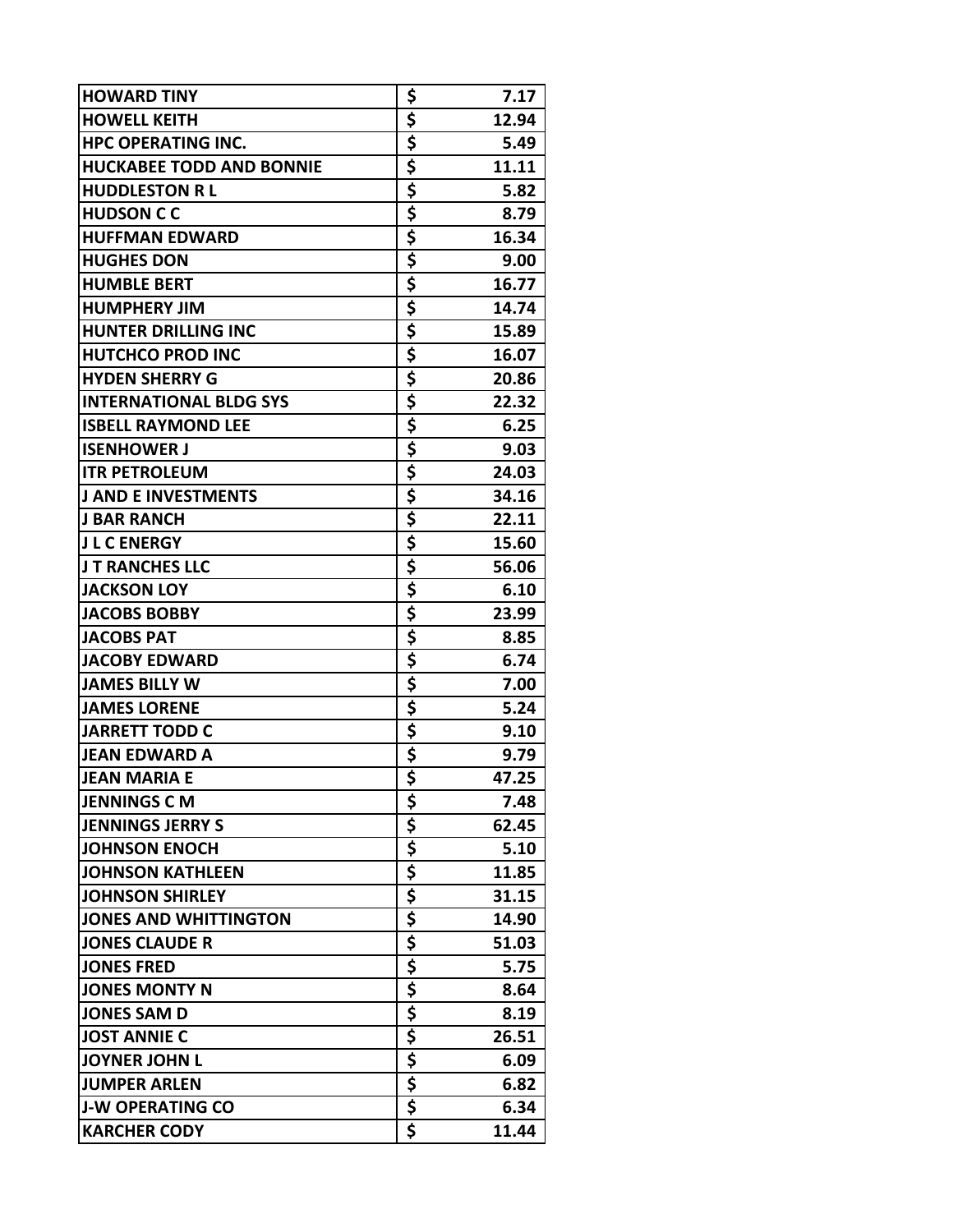| | | |
|---|---|---|
| HOWARD TINY | $ | 7.17 |
| HOWELL KEITH | $ | 12.94 |
| HPC OPERATING INC. | $ | 5.49 |
| HUCKABEE TODD AND BONNIE | $ | 11.11 |
| HUDDLESTON R L | $ | 5.82 |
| HUDSON C C | $ | 8.79 |
| HUFFMAN EDWARD | $ | 16.34 |
| HUGHES DON | $ | 9.00 |
| HUMBLE BERT | $ | 16.77 |
| HUMPHERY JIM | $ | 14.74 |
| HUNTER DRILLING INC | $ | 15.89 |
| HUTCHCO PROD INC | $ | 16.07 |
| HYDEN SHERRY G | $ | 20.86 |
| INTERNATIONAL BLDG SYS | $ | 22.32 |
| ISBELL RAYMOND LEE | $ | 6.25 |
| ISENHOWER J | $ | 9.03 |
| ITR PETROLEUM | $ | 24.03 |
| J AND E INVESTMENTS | $ | 34.16 |
| J BAR RANCH | $ | 22.11 |
| J L C ENERGY | $ | 15.60 |
| J T RANCHES LLC | $ | 56.06 |
| JACKSON LOY | $ | 6.10 |
| JACOBS BOBBY | $ | 23.99 |
| JACOBS PAT | $ | 8.85 |
| JACOBY EDWARD | $ | 6.74 |
| JAMES BILLY W | $ | 7.00 |
| JAMES LORENE | $ | 5.24 |
| JARRETT TODD C | $ | 9.10 |
| JEAN EDWARD A | $ | 9.79 |
| JEAN MARIA E | $ | 47.25 |
| JENNINGS C M | $ | 7.48 |
| JENNINGS JERRY S | $ | 62.45 |
| JOHNSON ENOCH | $ | 5.10 |
| JOHNSON KATHLEEN | $ | 11.85 |
| JOHNSON SHIRLEY | $ | 31.15 |
| JONES AND WHITTINGTON | $ | 14.90 |
| JONES CLAUDE R | $ | 51.03 |
| JONES FRED | $ | 5.75 |
| JONES MONTY N | $ | 8.64 |
| JONES SAM D | $ | 8.19 |
| JOST ANNIE C | $ | 26.51 |
| JOYNER JOHN L | $ | 6.09 |
| JUMPER ARLEN | $ | 6.82 |
| J-W OPERATING CO | $ | 6.34 |
| KARCHER CODY | $ | 11.44 |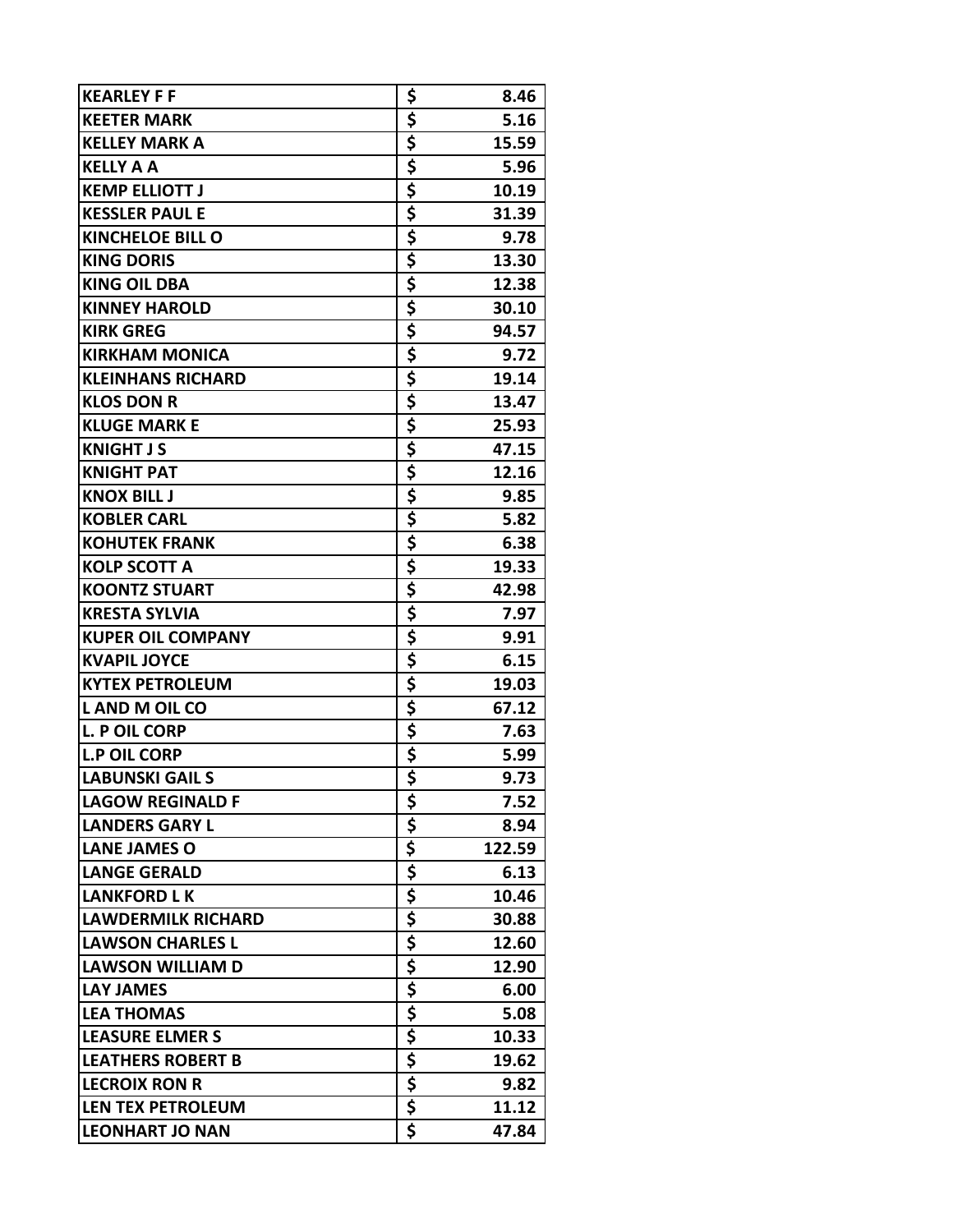| | | |
|---|---|---|
| KEARLEY F F | $ | 8.46 |
| KEETER MARK | $ | 5.16 |
| KELLEY MARK A | $ | 15.59 |
| KELLY A A | $ | 5.96 |
| KEMP ELLIOTT J | $ | 10.19 |
| KESSLER PAUL E | $ | 31.39 |
| KINCHELOE BILL O | $ | 9.78 |
| KING DORIS | $ | 13.30 |
| KING OIL DBA | $ | 12.38 |
| KINNEY HAROLD | $ | 30.10 |
| KIRK GREG | $ | 94.57 |
| KIRKHAM MONICA | $ | 9.72 |
| KLEINHANS RICHARD | $ | 19.14 |
| KLOS DON R | $ | 13.47 |
| KLUGE MARK E | $ | 25.93 |
| KNIGHT J S | $ | 47.15 |
| KNIGHT PAT | $ | 12.16 |
| KNOX BILL J | $ | 9.85 |
| KOBLER CARL | $ | 5.82 |
| KOHUTEK FRANK | $ | 6.38 |
| KOLP SCOTT A | $ | 19.33 |
| KOONTZ STUART | $ | 42.98 |
| KRESTA SYLVIA | $ | 7.97 |
| KUPER OIL COMPANY | $ | 9.91 |
| KVAPIL JOYCE | $ | 6.15 |
| KYTEX PETROLEUM | $ | 19.03 |
| L AND M OIL CO | $ | 67.12 |
| L. P OIL CORP | $ | 7.63 |
| L.P OIL CORP | $ | 5.99 |
| LABUNSKI GAIL S | $ | 9.73 |
| LAGOW REGINALD F | $ | 7.52 |
| LANDERS GARY L | $ | 8.94 |
| LANE JAMES O | $ | 122.59 |
| LANGE GERALD | $ | 6.13 |
| LANKFORD L K | $ | 10.46 |
| LAWDERMILK RICHARD | $ | 30.88 |
| LAWSON CHARLES L | $ | 12.60 |
| LAWSON WILLIAM D | $ | 12.90 |
| LAY JAMES | $ | 6.00 |
| LEA THOMAS | $ | 5.08 |
| LEASURE ELMER S | $ | 10.33 |
| LEATHERS ROBERT B | $ | 19.62 |
| LECROIX RON R | $ | 9.82 |
| LEN TEX PETROLEUM | $ | 11.12 |
| LEONHART JO NAN | $ | 47.84 |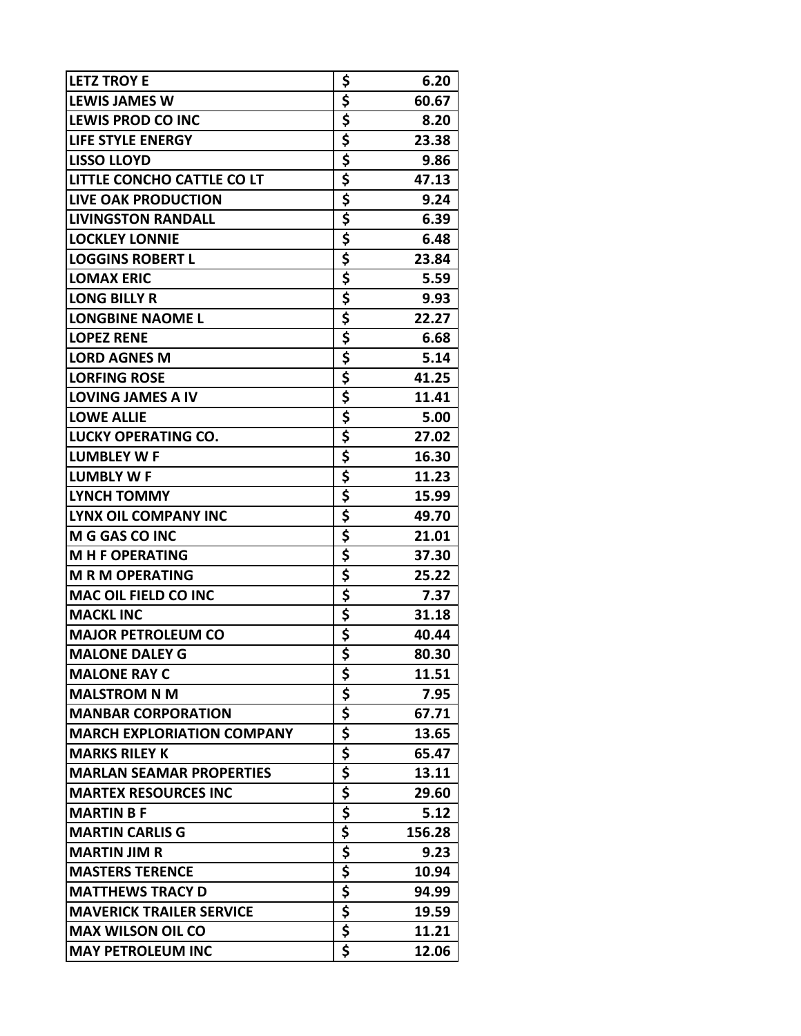| | | |
|---|---|---|
| **LETZ TROY E** | **$** | **6.20** |
| **LEWIS JAMES W** | **$** | **60.67** |
| **LEWIS PROD CO INC** | **$** | **8.20** |
| **LIFE STYLE ENERGY** | **$** | **23.38** |
| **LISSO LLOYD** | **$** | **9.86** |
| **LITTLE CONCHO CATTLE CO LT** | **$** | **47.13** |
| **LIVE OAK PRODUCTION** | **$** | **9.24** |
| **LIVINGSTON RANDALL** | **$** | **6.39** |
| **LOCKLEY LONNIE** | **$** | **6.48** |
| **LOGGINS ROBERT L** | **$** | **23.84** |
| **LOMAX ERIC** | **$** | **5.59** |
| **LONG BILLY R** | **$** | **9.93** |
| **LONGBINE NAOME L** | **$** | **22.27** |
| **LOPEZ RENE** | **$** | **6.68** |
| **LORD AGNES M** | **$** | **5.14** |
| **LORFING ROSE** | **$** | **41.25** |
| **LOVING JAMES A IV** | **$** | **11.41** |
| **LOWE ALLIE** | **$** | **5.00** |
| **LUCKY OPERATING CO.** | **$** | **27.02** |
| **LUMBLEY W F** | **$** | **16.30** |
| **LUMBLY W F** | **$** | **11.23** |
| **LYNCH TOMMY** | **$** | **15.99** |
| **LYNX OIL COMPANY INC** | **$** | **49.70** |
| **M G GAS CO INC** | **$** | **21.01** |
| **M H F OPERATING** | **$** | **37.30** |
| **M R M OPERATING** | **$** | **25.22** |
| **MAC OIL FIELD CO INC** | **$** | **7.37** |
| **MACKL INC** | **$** | **31.18** |
| **MAJOR PETROLEUM CO** | **$** | **40.44** |
| **MALONE DALEY G** | **$** | **80.30** |
| **MALONE RAY C** | **$** | **11.51** |
| **MALSTROM N M** | **$** | **7.95** |
| **MANBAR CORPORATION** | **$** | **67.71** |
| **MARCH EXPLORIATION COMPANY** | **$** | **13.65** |
| **MARKS RILEY K** | **$** | **65.47** |
| **MARLAN SEAMAR PROPERTIES** | **$** | **13.11** |
| **MARTEX RESOURCES INC** | **$** | **29.60** |
| **MARTIN B F** | **$** | **5.12** |
| **MARTIN CARLIS G** | **$** | **156.28** |
| **MARTIN JIM R** | **$** | **9.23** |
| **MASTERS TERENCE** | **$** | **10.94** |
| **MATTHEWS TRACY D** | **$** | **94.99** |
| **MAVERICK TRAILER SERVICE** | **$** | **19.59** |
| **MAX WILSON OIL CO** | **$** | **11.21** |
| **MAY PETROLEUM INC** | **$** | **12.06** |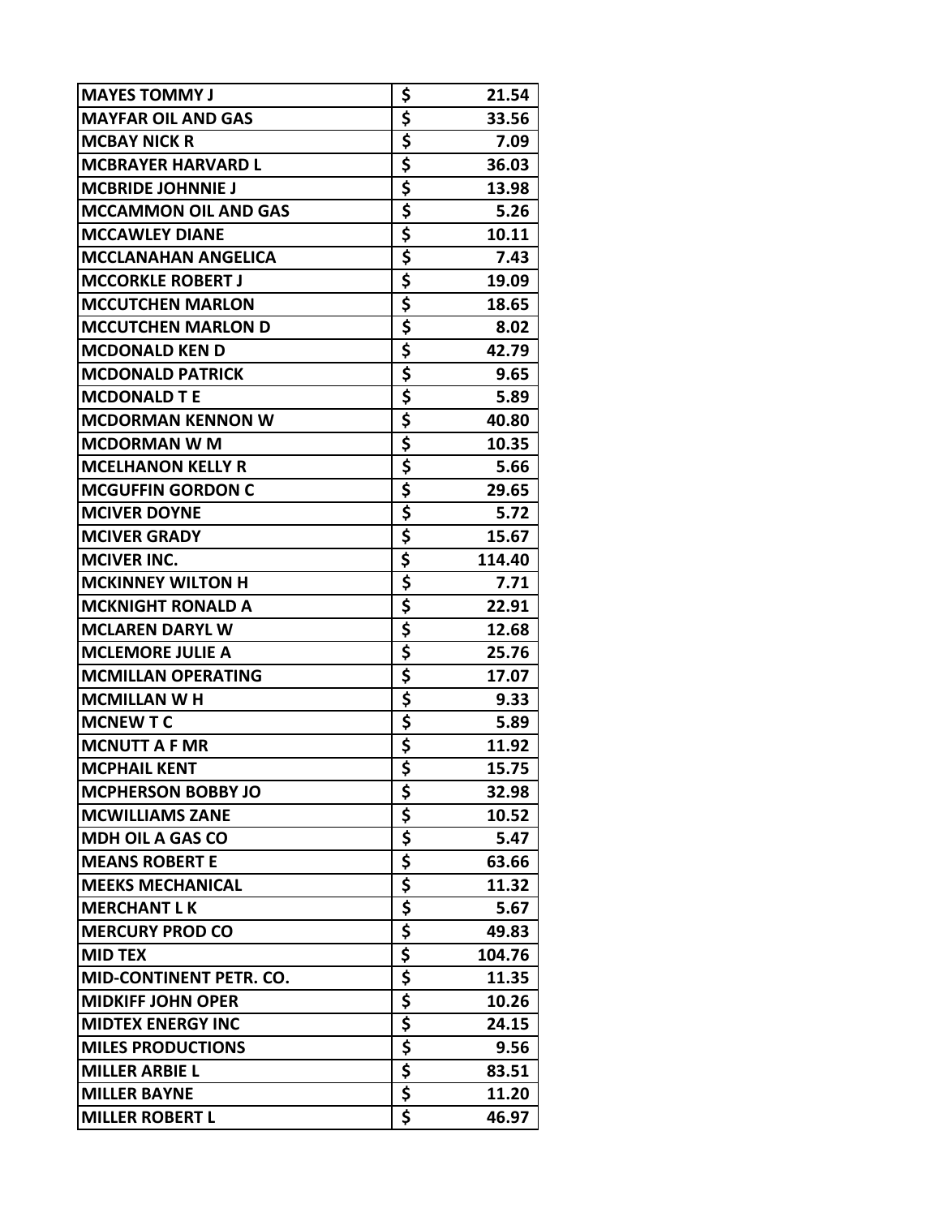| | | |
|---|---|---|
| MAYES TOMMY J | $ | 21.54 |
| MAYFAR OIL AND GAS | $ | 33.56 |
| MCBAY NICK R | $ | 7.09 |
| MCBRAYER HARVARD L | $ | 36.03 |
| MCBRIDE JOHNNIE J | $ | 13.98 |
| MCCAMMON OIL AND GAS | $ | 5.26 |
| MCCAWLEY DIANE | $ | 10.11 |
| MCCLANAHAN ANGELICA | $ | 7.43 |
| MCCORKLE ROBERT J | $ | 19.09 |
| MCCUTCHEN MARLON | $ | 18.65 |
| MCCUTCHEN MARLON D | $ | 8.02 |
| MCDONALD KEN D | $ | 42.79 |
| MCDONALD PATRICK | $ | 9.65 |
| MCDONALD T E | $ | 5.89 |
| MCDORMAN KENNON W | $ | 40.80 |
| MCDORMAN W M | $ | 10.35 |
| MCELHANON KELLY R | $ | 5.66 |
| MCGUFFIN GORDON C | $ | 29.65 |
| MCIVER DOYNE | $ | 5.72 |
| MCIVER GRADY | $ | 15.67 |
| MCIVER INC. | $ | 114.40 |
| MCKINNEY WILTON H | $ | 7.71 |
| MCKNIGHT RONALD A | $ | 22.91 |
| MCLAREN DARYL W | $ | 12.68 |
| MCLEMORE JULIE A | $ | 25.76 |
| MCMILLAN OPERATING | $ | 17.07 |
| MCMILLAN W H | $ | 9.33 |
| MCNEW T C | $ | 5.89 |
| MCNUTT A F MR | $ | 11.92 |
| MCPHAIL KENT | $ | 15.75 |
| MCPHERSON BOBBY JO | $ | 32.98 |
| MCWILLIAMS ZANE | $ | 10.52 |
| MDH OIL A GAS CO | $ | 5.47 |
| MEANS ROBERT E | $ | 63.66 |
| MEEKS MECHANICAL | $ | 11.32 |
| MERCHANT L K | $ | 5.67 |
| MERCURY PROD CO | $ | 49.83 |
| MID TEX | $ | 104.76 |
| MID-CONTINENT PETR. CO. | $ | 11.35 |
| MIDKIFF JOHN OPER | $ | 10.26 |
| MIDTEX ENERGY INC | $ | 24.15 |
| MILES PRODUCTIONS | $ | 9.56 |
| MILLER ARBIE L | $ | 83.51 |
| MILLER BAYNE | $ | 11.20 |
| MILLER ROBERT L | $ | 46.97 |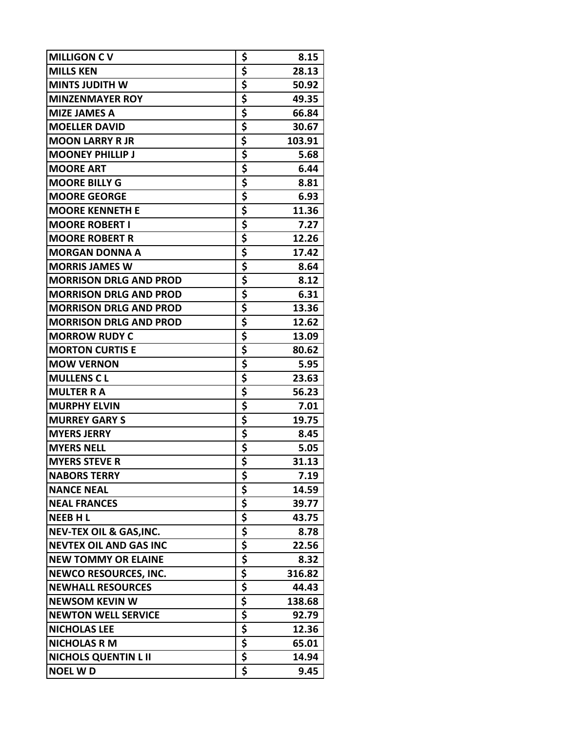| MILLIGON C V | $ | 8.15 |
|---|---|---|
| MILLS KEN | $ | 28.13 |
| MINTS JUDITH W | $ | 50.92 |
| MINZENMAYER ROY | $ | 49.35 |
| MIZE JAMES A | $ | 66.84 |
| MOELLER DAVID | $ | 30.67 |
| MOON LARRY R JR | $ | 103.91 |
| MOONEY PHILLIP J | $ | 5.68 |
| MOORE ART | $ | 6.44 |
| MOORE BILLY G | $ | 8.81 |
| MOORE GEORGE | $ | 6.93 |
| MOORE KENNETH E | $ | 11.36 |
| MOORE ROBERT I | $ | 7.27 |
| MOORE ROBERT R | $ | 12.26 |
| MORGAN DONNA A | $ | 17.42 |
| MORRIS JAMES W | $ | 8.64 |
| MORRISON DRLG AND PROD | $ | 8.12 |
| MORRISON DRLG AND PROD | $ | 6.31 |
| MORRISON DRLG AND PROD | $ | 13.36 |
| MORRISON DRLG AND PROD | $ | 12.62 |
| MORROW RUDY C | $ | 13.09 |
| MORTON CURTIS E | $ | 80.62 |
| MOW VERNON | $ | 5.95 |
| MULLENS C L | $ | 23.63 |
| MULTER R A | $ | 56.23 |
| MURPHY ELVIN | $ | 7.01 |
| MURREY GARY S | $ | 19.75 |
| MYERS JERRY | $ | 8.45 |
| MYERS NELL | $ | 5.05 |
| MYERS STEVE R | $ | 31.13 |
| NABORS TERRY | $ | 7.19 |
| NANCE NEAL | $ | 14.59 |
| NEAL FRANCES | $ | 39.77 |
| NEEB H L | $ | 43.75 |
| NEV-TEX OIL & GAS,INC. | $ | 8.78 |
| NEVTEX OIL AND GAS INC | $ | 22.56 |
| NEW TOMMY OR ELAINE | $ | 8.32 |
| NEWCO RESOURCES, INC. | $ | 316.82 |
| NEWHALL RESOURCES | $ | 44.43 |
| NEWSOM KEVIN W | $ | 138.68 |
| NEWTON WELL SERVICE | $ | 92.79 |
| NICHOLAS LEE | $ | 12.36 |
| NICHOLAS R M | $ | 65.01 |
| NICHOLS QUENTIN L II | $ | 14.94 |
| NOEL W D | $ | 9.45 |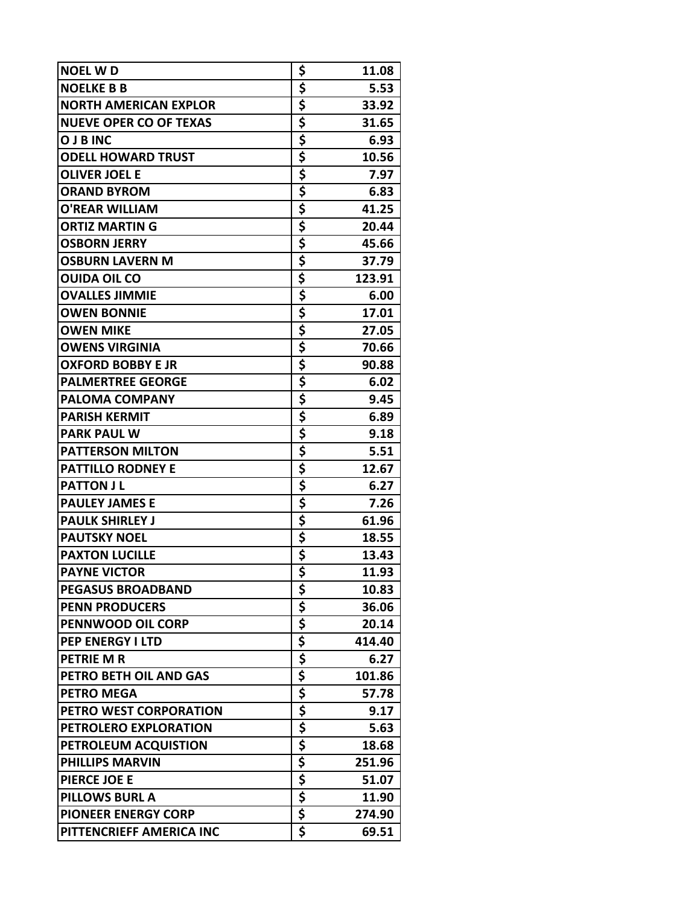| | | |
|---|---|---|
| NOEL W D | $ | 11.08 |
| NOELKE B B | $ | 5.53 |
| NORTH AMERICAN EXPLOR | $ | 33.92 |
| NUEVE OPER CO OF TEXAS | $ | 31.65 |
| O J B INC | $ | 6.93 |
| ODELL HOWARD TRUST | $ | 10.56 |
| OLIVER JOEL E | $ | 7.97 |
| ORAND BYROM | $ | 6.83 |
| O'REAR WILLIAM | $ | 41.25 |
| ORTIZ MARTIN G | $ | 20.44 |
| OSBORN JERRY | $ | 45.66 |
| OSBURN LAVERN M | $ | 37.79 |
| OUIDA OIL CO | $ | 123.91 |
| OVALLES JIMMIE | $ | 6.00 |
| OWEN BONNIE | $ | 17.01 |
| OWEN MIKE | $ | 27.05 |
| OWENS VIRGINIA | $ | 70.66 |
| OXFORD BOBBY E JR | $ | 90.88 |
| PALMERTREE GEORGE | $ | 6.02 |
| PALOMA COMPANY | $ | 9.45 |
| PARISH KERMIT | $ | 6.89 |
| PARK PAUL W | $ | 9.18 |
| PATTERSON MILTON | $ | 5.51 |
| PATTILLO RODNEY E | $ | 12.67 |
| PATTON J L | $ | 6.27 |
| PAULEY JAMES E | $ | 7.26 |
| PAULK SHIRLEY J | $ | 61.96 |
| PAUTSKY NOEL | $ | 18.55 |
| PAXTON LUCILLE | $ | 13.43 |
| PAYNE VICTOR | $ | 11.93 |
| PEGASUS BROADBAND | $ | 10.83 |
| PENN PRODUCERS | $ | 36.06 |
| PENNWOOD OIL CORP | $ | 20.14 |
| PEP ENERGY I LTD | $ | 414.40 |
| PETRIE M R | $ | 6.27 |
| PETRO BETH OIL AND GAS | $ | 101.86 |
| PETRO MEGA | $ | 57.78 |
| PETRO WEST CORPORATION | $ | 9.17 |
| PETROLERO EXPLORATION | $ | 5.63 |
| PETROLEUM ACQUISTION | $ | 18.68 |
| PHILLIPS MARVIN | $ | 251.96 |
| PIERCE JOE E | $ | 51.07 |
| PILLOWS BURL A | $ | 11.90 |
| PIONEER ENERGY CORP | $ | 274.90 |
| PITTENCRIEFF AMERICA INC | $ | 69.51 |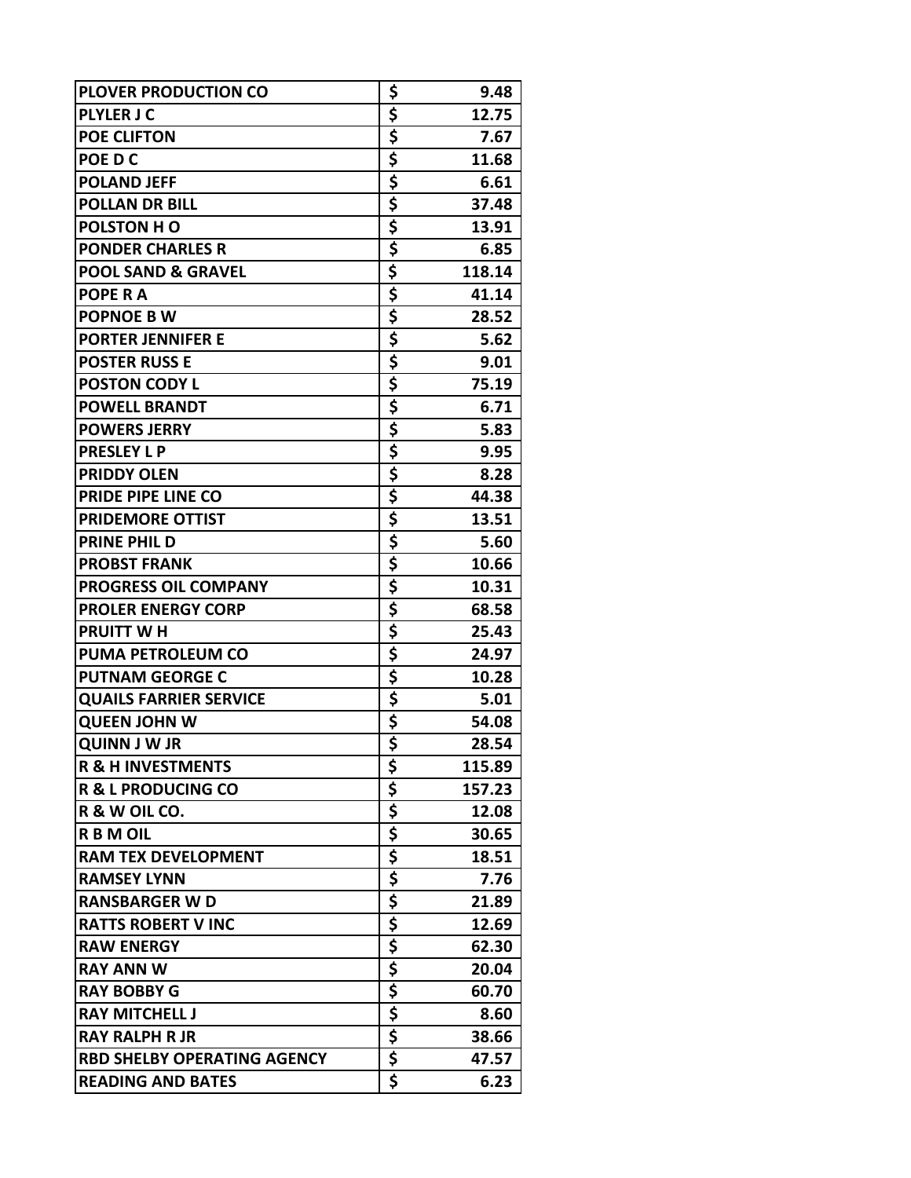| PLOVER PRODUCTION CO | $ | 9.48 |
|---|---|---|
| PLYLER J C | $ | 12.75 |
| POE CLIFTON | $ | 7.67 |
| POE D C | $ | 11.68 |
| POLAND JEFF | $ | 6.61 |
| POLLAN DR BILL | $ | 37.48 |
| POLSTON H O | $ | 13.91 |
| PONDER CHARLES R | $ | 6.85 |
| POOL SAND & GRAVEL | $ | 118.14 |
| POPE R A | $ | 41.14 |
| POPNOE B W | $ | 28.52 |
| PORTER JENNIFER E | $ | 5.62 |
| POSTER RUSS E | $ | 9.01 |
| POSTON CODY L | $ | 75.19 |
| POWELL BRANDT | $ | 6.71 |
| POWERS JERRY | $ | 5.83 |
| PRESLEY L P | $ | 9.95 |
| PRIDDY OLEN | $ | 8.28 |
| PRIDE PIPE LINE CO | $ | 44.38 |
| PRIDEMORE OTTIST | $ | 13.51 |
| PRINE PHIL D | $ | 5.60 |
| PROBST FRANK | $ | 10.66 |
| PROGRESS OIL COMPANY | $ | 10.31 |
| PROLER ENERGY CORP | $ | 68.58 |
| PRUITT W H | $ | 25.43 |
| PUMA PETROLEUM CO | $ | 24.97 |
| PUTNAM GEORGE C | $ | 10.28 |
| QUAILS FARRIER SERVICE | $ | 5.01 |
| QUEEN JOHN W | $ | 54.08 |
| QUINN J W JR | $ | 28.54 |
| R & H INVESTMENTS | $ | 115.89 |
| R & L PRODUCING CO | $ | 157.23 |
| R & W OIL CO. | $ | 12.08 |
| R B M OIL | $ | 30.65 |
| RAM TEX DEVELOPMENT | $ | 18.51 |
| RAMSEY LYNN | $ | 7.76 |
| RANSBARGER W D | $ | 21.89 |
| RATTS ROBERT V INC | $ | 12.69 |
| RAW ENERGY | $ | 62.30 |
| RAY ANN W | $ | 20.04 |
| RAY BOBBY G | $ | 60.70 |
| RAY MITCHELL J | $ | 8.60 |
| RAY RALPH R JR | $ | 38.66 |
| RBD SHELBY OPERATING AGENCY | $ | 47.57 |
| READING AND BATES | $ | 6.23 |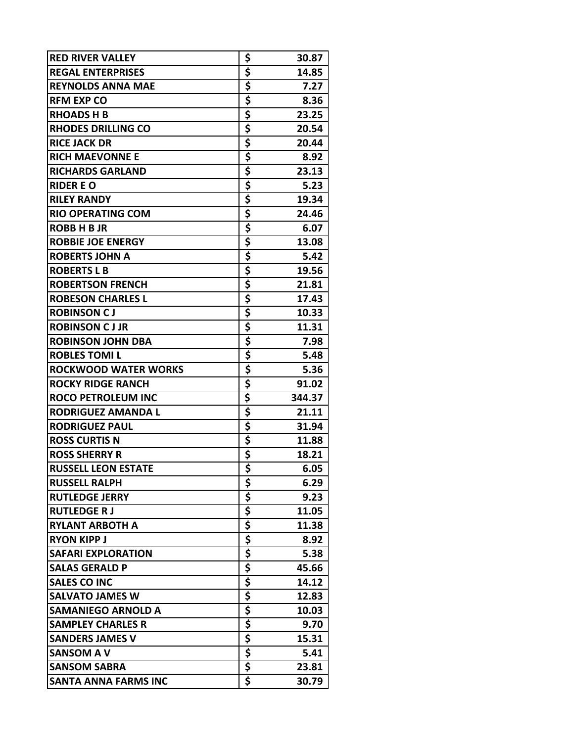| | | |
|---|---|---|
| RED RIVER VALLEY | $ | 30.87 |
| REGAL ENTERPRISES | $ | 14.85 |
| REYNOLDS ANNA MAE | $ | 7.27 |
| RFM EXP CO | $ | 8.36 |
| RHOADS H B | $ | 23.25 |
| RHODES DRILLING CO | $ | 20.54 |
| RICE JACK DR | $ | 20.44 |
| RICH MAEVONNE E | $ | 8.92 |
| RICHARDS GARLAND | $ | 23.13 |
| RIDER E O | $ | 5.23 |
| RILEY RANDY | $ | 19.34 |
| RIO OPERATING COM | $ | 24.46 |
| ROBB H B JR | $ | 6.07 |
| ROBBIE JOE ENERGY | $ | 13.08 |
| ROBERTS JOHN A | $ | 5.42 |
| ROBERTS L B | $ | 19.56 |
| ROBERTSON FRENCH | $ | 21.81 |
| ROBESON CHARLES L | $ | 17.43 |
| ROBINSON C J | $ | 10.33 |
| ROBINSON C J JR | $ | 11.31 |
| ROBINSON JOHN DBA | $ | 7.98 |
| ROBLES TOMI L | $ | 5.48 |
| ROCKWOOD WATER WORKS | $ | 5.36 |
| ROCKY RIDGE RANCH | $ | 91.02 |
| ROCO PETROLEUM INC | $ | 344.37 |
| RODRIGUEZ AMANDA L | $ | 21.11 |
| RODRIGUEZ PAUL | $ | 31.94 |
| ROSS CURTIS N | $ | 11.88 |
| ROSS SHERRY R | $ | 18.21 |
| RUSSELL LEON ESTATE | $ | 6.05 |
| RUSSELL RALPH | $ | 6.29 |
| RUTLEDGE JERRY | $ | 9.23 |
| RUTLEDGE R J | $ | 11.05 |
| RYLANT ARBOTH A | $ | 11.38 |
| RYON KIPP J | $ | 8.92 |
| SAFARI EXPLORATION | $ | 5.38 |
| SALAS GERALD P | $ | 45.66 |
| SALES CO INC | $ | 14.12 |
| SALVATO JAMES W | $ | 12.83 |
| SAMANIEGO ARNOLD A | $ | 10.03 |
| SAMPLEY CHARLES R | $ | 9.70 |
| SANDERS JAMES V | $ | 15.31 |
| SANSOM A V | $ | 5.41 |
| SANSOM SABRA | $ | 23.81 |
| SANTA ANNA FARMS INC | $ | 30.79 |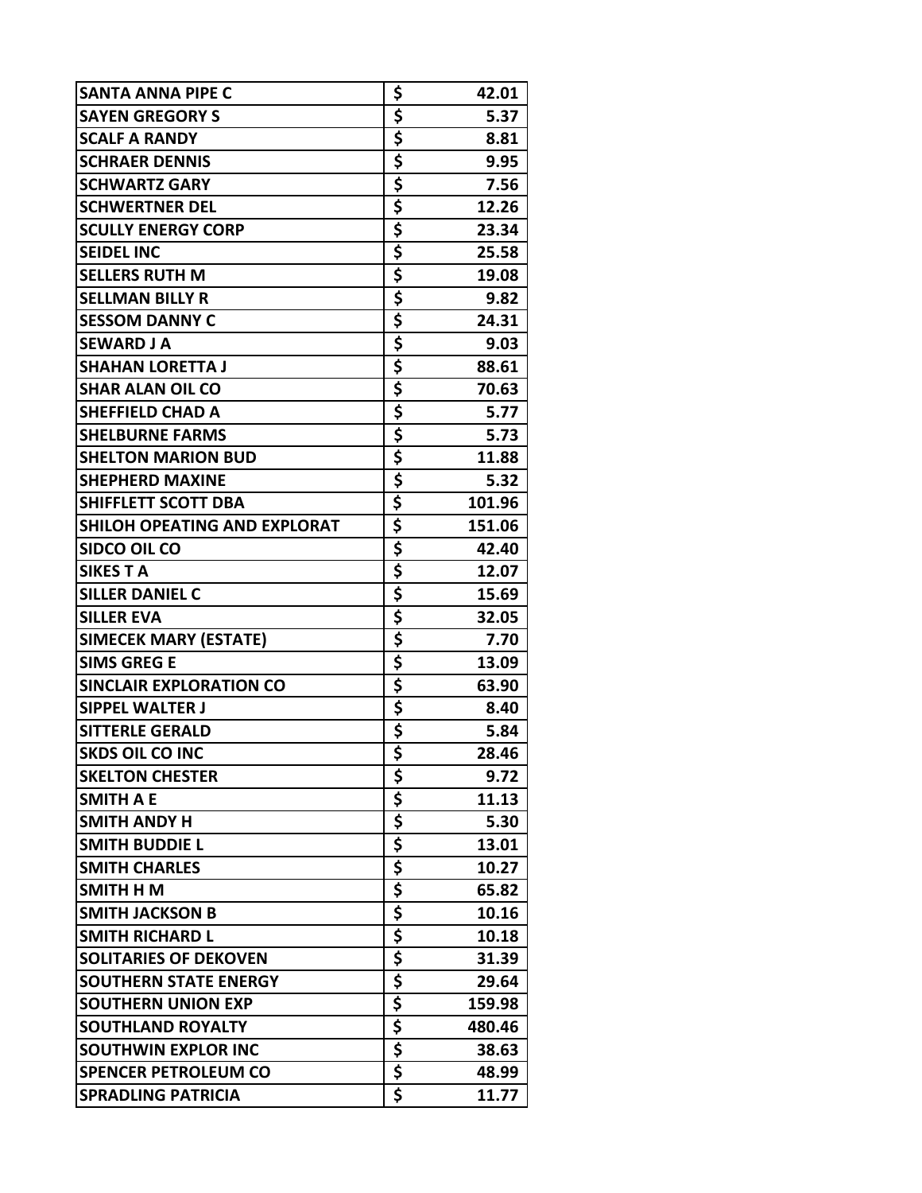| | | |
|---|---|---|
| SANTA ANNA PIPE C | $ | 42.01 |
| SAYEN GREGORY S | $ | 5.37 |
| SCALF A RANDY | $ | 8.81 |
| SCHRAER DENNIS | $ | 9.95 |
| SCHWARTZ GARY | $ | 7.56 |
| SCHWERTNER DEL | $ | 12.26 |
| SCULLY ENERGY CORP | $ | 23.34 |
| SEIDEL INC | $ | 25.58 |
| SELLERS RUTH M | $ | 19.08 |
| SELLMAN BILLY R | $ | 9.82 |
| SESSOM DANNY C | $ | 24.31 |
| SEWARD J A | $ | 9.03 |
| SHAHAN LORETTA J | $ | 88.61 |
| SHAR ALAN OIL CO | $ | 70.63 |
| SHEFFIELD CHAD A | $ | 5.77 |
| SHELBURNE FARMS | $ | 5.73 |
| SHELTON MARION BUD | $ | 11.88 |
| SHEPHERD MAXINE | $ | 5.32 |
| SHIFFLETT SCOTT DBA | $ | 101.96 |
| SHILOH OPEATING AND EXPLORAT | $ | 151.06 |
| SIDCO OIL CO | $ | 42.40 |
| SIKES T A | $ | 12.07 |
| SILLER DANIEL C | $ | 15.69 |
| SILLER EVA | $ | 32.05 |
| SIMECEK MARY (ESTATE) | $ | 7.70 |
| SIMS GREG E | $ | 13.09 |
| SINCLAIR EXPLORATION CO | $ | 63.90 |
| SIPPEL WALTER J | $ | 8.40 |
| SITTERLE GERALD | $ | 5.84 |
| SKDS OIL CO INC | $ | 28.46 |
| SKELTON CHESTER | $ | 9.72 |
| SMITH A E | $ | 11.13 |
| SMITH ANDY H | $ | 5.30 |
| SMITH BUDDIE L | $ | 13.01 |
| SMITH CHARLES | $ | 10.27 |
| SMITH H M | $ | 65.82 |
| SMITH JACKSON B | $ | 10.16 |
| SMITH RICHARD L | $ | 10.18 |
| SOLITARIES OF DEKOVEN | $ | 31.39 |
| SOUTHERN STATE ENERGY | $ | 29.64 |
| SOUTHERN UNION EXP | $ | 159.98 |
| SOUTHLAND ROYALTY | $ | 480.46 |
| SOUTHWIN EXPLOR INC | $ | 38.63 |
| SPENCER PETROLEUM CO | $ | 48.99 |
| SPRADLING PATRICIA | $ | 11.77 |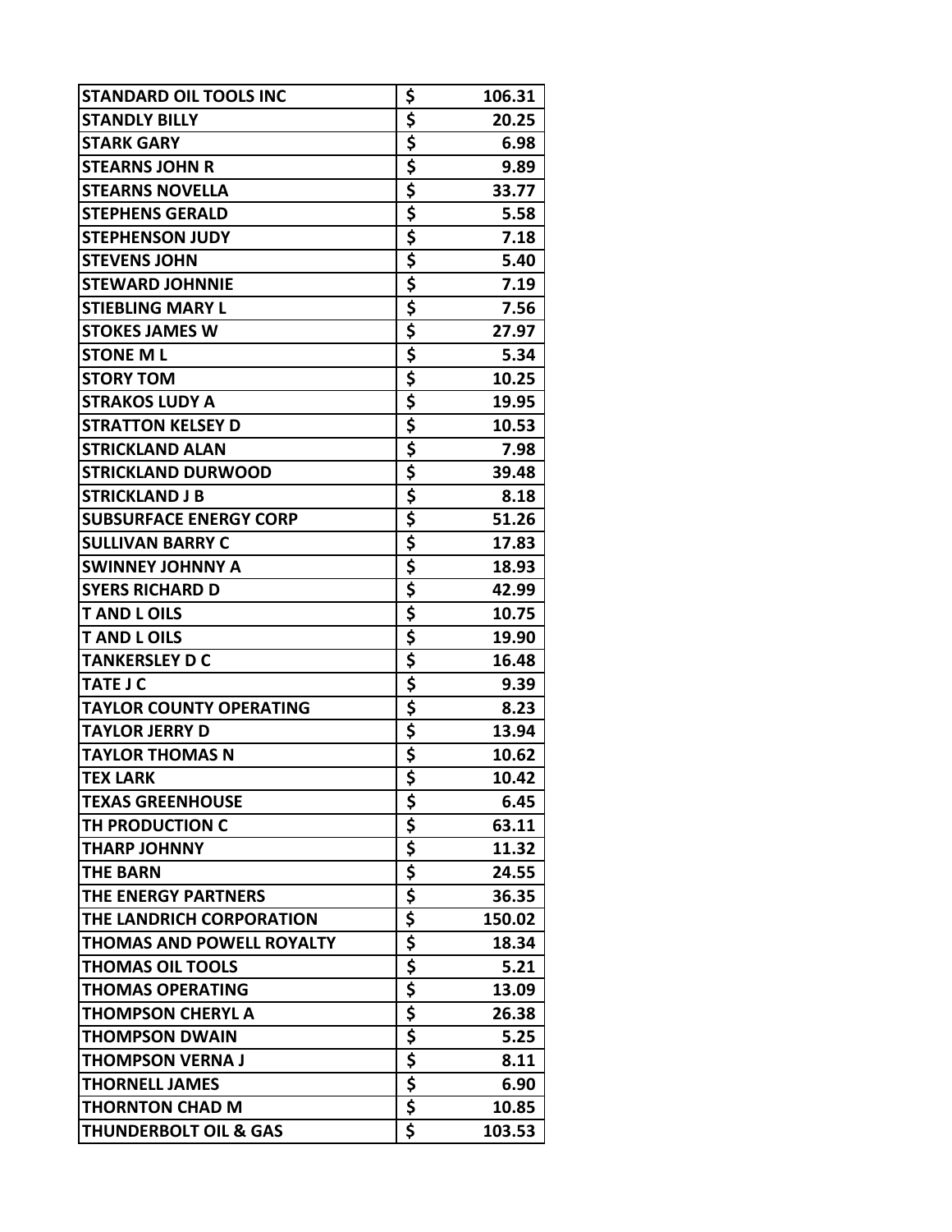| | |
|---|---|
| STANDARD OIL TOOLS INC | $ 106.31 |
| STANDLY BILLY | $ 20.25 |
| STARK GARY | $ 6.98 |
| STEARNS JOHN R | $ 9.89 |
| STEARNS NOVELLA | $ 33.77 |
| STEPHENS GERALD | $ 5.58 |
| STEPHENSON JUDY | $ 7.18 |
| STEVENS JOHN | $ 5.40 |
| STEWARD JOHNNIE | $ 7.19 |
| STIEBLING MARY L | $ 7.56 |
| STOKES JAMES W | $ 27.97 |
| STONE M L | $ 5.34 |
| STORY TOM | $ 10.25 |
| STRAKOS LUDY A | $ 19.95 |
| STRATTON KELSEY D | $ 10.53 |
| STRICKLAND ALAN | $ 7.98 |
| STRICKLAND DURWOOD | $ 39.48 |
| STRICKLAND J B | $ 8.18 |
| SUBSURFACE ENERGY CORP | $ 51.26 |
| SULLIVAN BARRY C | $ 17.83 |
| SWINNEY JOHNNY A | $ 18.93 |
| SYERS RICHARD D | $ 42.99 |
| T AND L OILS | $ 10.75 |
| T AND L OILS | $ 19.90 |
| TANKERSLEY D C | $ 16.48 |
| TATE J C | $ 9.39 |
| TAYLOR COUNTY OPERATING | $ 8.23 |
| TAYLOR JERRY D | $ 13.94 |
| TAYLOR THOMAS N | $ 10.62 |
| TEX LARK | $ 10.42 |
| TEXAS GREENHOUSE | $ 6.45 |
| TH PRODUCTION C | $ 63.11 |
| THARP JOHNNY | $ 11.32 |
| THE BARN | $ 24.55 |
| THE ENERGY PARTNERS | $ 36.35 |
| THE LANDRICH CORPORATION | $ 150.02 |
| THOMAS AND POWELL ROYALTY | $ 18.34 |
| THOMAS OIL TOOLS | $ 5.21 |
| THOMAS OPERATING | $ 13.09 |
| THOMPSON CHERYL A | $ 26.38 |
| THOMPSON DWAIN | $ 5.25 |
| THOMPSON VERNA J | $ 8.11 |
| THORNELL JAMES | $ 6.90 |
| THORNTON CHAD M | $ 10.85 |
| THUNDERBOLT OIL & GAS | $ 103.53 |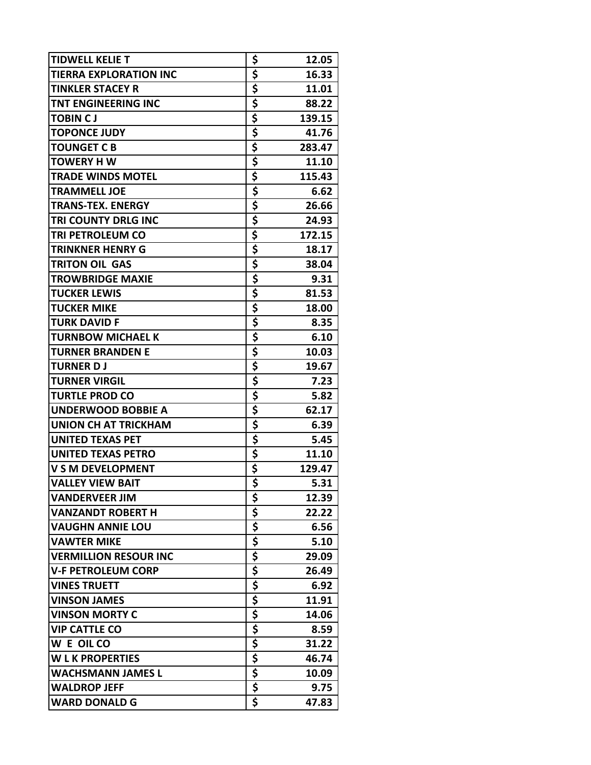| | | |
|---|---|---|
| TIDWELL KELIE T | $ | 12.05 |
| TIERRA EXPLORATION INC | $ | 16.33 |
| TINKLER STACEY R | $ | 11.01 |
| TNT ENGINEERING INC | $ | 88.22 |
| TOBIN C J | $ | 139.15 |
| TOPONCE JUDY | $ | 41.76 |
| TOUNGET C B | $ | 283.47 |
| TOWERY H W | $ | 11.10 |
| TRADE WINDS MOTEL | $ | 115.43 |
| TRAMMELL JOE | $ | 6.62 |
| TRANS-TEX. ENERGY | $ | 26.66 |
| TRI COUNTY DRLG INC | $ | 24.93 |
| TRI PETROLEUM CO | $ | 172.15 |
| TRINKNER HENRY G | $ | 18.17 |
| TRITON OIL GAS | $ | 38.04 |
| TROWBRIDGE MAXIE | $ | 9.31 |
| TUCKER LEWIS | $ | 81.53 |
| TUCKER MIKE | $ | 18.00 |
| TURK DAVID F | $ | 8.35 |
| TURNBOW MICHAEL K | $ | 6.10 |
| TURNER BRANDEN E | $ | 10.03 |
| TURNER D J | $ | 19.67 |
| TURNER VIRGIL | $ | 7.23 |
| TURTLE PROD CO | $ | 5.82 |
| UNDERWOOD BOBBIE A | $ | 62.17 |
| UNION CH AT TRICKHAM | $ | 6.39 |
| UNITED TEXAS PET | $ | 5.45 |
| UNITED TEXAS PETRO | $ | 11.10 |
| V S M DEVELOPMENT | $ | 129.47 |
| VALLEY VIEW BAIT | $ | 5.31 |
| VANDERVEER JIM | $ | 12.39 |
| VANZANDT ROBERT H | $ | 22.22 |
| VAUGHN ANNIE LOU | $ | 6.56 |
| VAWTER MIKE | $ | 5.10 |
| VERMILLION RESOUR INC | $ | 29.09 |
| V-F PETROLEUM CORP | $ | 26.49 |
| VINES TRUETT | $ | 6.92 |
| VINSON JAMES | $ | 11.91 |
| VINSON MORTY C | $ | 14.06 |
| VIP CATTLE CO | $ | 8.59 |
| W E OIL CO | $ | 31.22 |
| W L K PROPERTIES | $ | 46.74 |
| WACHSMANN JAMES L | $ | 10.09 |
| WALDROP JEFF | $ | 9.75 |
| WARD DONALD G | $ | 47.83 |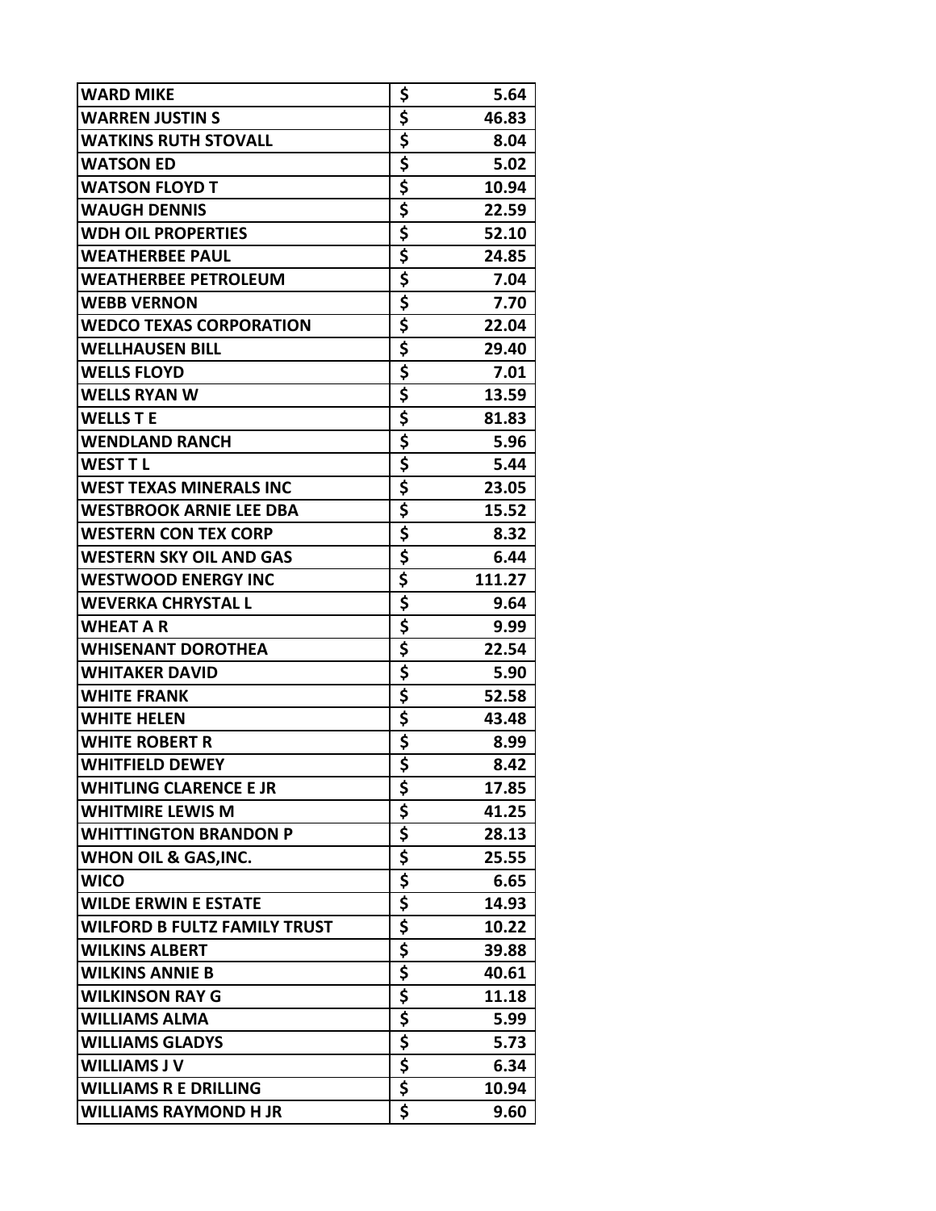| | | |
|---|---|---|
| **WARD MIKE** | **$** | **5.64** |
| **WARREN JUSTIN S** | **$** | **46.83** |
| **WATKINS RUTH STOVALL** | **$** | **8.04** |
| **WATSON ED** | **$** | **5.02** |
| **WATSON FLOYD T** | **$** | **10.94** |
| **WAUGH DENNIS** | **$** | **22.59** |
| **WDH OIL PROPERTIES** | **$** | **52.10** |
| **WEATHERBEE PAUL** | **$** | **24.85** |
| **WEATHERBEE PETROLEUM** | **$** | **7.04** |
| **WEBB VERNON** | **$** | **7.70** |
| **WEDCO TEXAS CORPORATION** | **$** | **22.04** |
| **WELLHAUSEN BILL** | **$** | **29.40** |
| **WELLS FLOYD** | **$** | **7.01** |
| **WELLS RYAN W** | **$** | **13.59** |
| **WELLS T E** | **$** | **81.83** |
| **WENDLAND RANCH** | **$** | **5.96** |
| **WEST T L** | **$** | **5.44** |
| **WEST TEXAS MINERALS INC** | **$** | **23.05** |
| **WESTBROOK ARNIE LEE DBA** | **$** | **15.52** |
| **WESTERN CON TEX CORP** | **$** | **8.32** |
| **WESTERN SKY OIL AND GAS** | **$** | **6.44** |
| **WESTWOOD ENERGY INC** | **$** | **111.27** |
| **WEVERKA CHRYSTAL L** | **$** | **9.64** |
| **WHEAT A R** | **$** | **9.99** |
| **WHISENANT DOROTHEA** | **$** | **22.54** |
| **WHITAKER DAVID** | **$** | **5.90** |
| **WHITE FRANK** | **$** | **52.58** |
| **WHITE HELEN** | **$** | **43.48** |
| **WHITE ROBERT R** | **$** | **8.99** |
| **WHITFIELD DEWEY** | **$** | **8.42** |
| **WHITLING CLARENCE E JR** | **$** | **17.85** |
| **WHITMIRE LEWIS M** | **$** | **41.25** |
| **WHITTINGTON BRANDON P** | **$** | **28.13** |
| **WHON OIL & GAS,INC.** | **$** | **25.55** |
| **WICO** | **$** | **6.65** |
| **WILDE ERWIN E ESTATE** | **$** | **14.93** |
| **WILFORD B FULTZ FAMILY TRUST** | **$** | **10.22** |
| **WILKINS ALBERT** | **$** | **39.88** |
| **WILKINS ANNIE B** | **$** | **40.61** |
| **WILKINSON RAY G** | **$** | **11.18** |
| **WILLIAMS ALMA** | **$** | **5.99** |
| **WILLIAMS GLADYS** | **$** | **5.73** |
| **WILLIAMS J V** | **$** | **6.34** |
| **WILLIAMS R E DRILLING** | **$** | **10.94** |
| **WILLIAMS RAYMOND H JR** | **$** | **9.60** |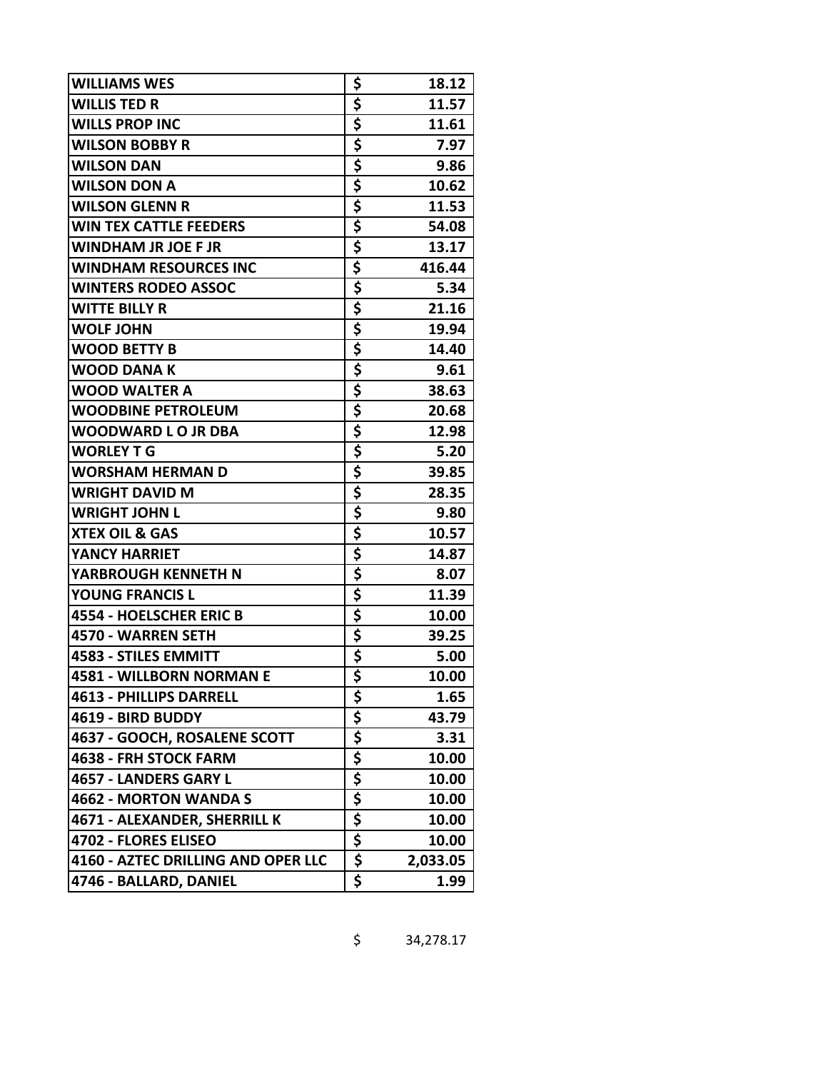| | | |
|---|---|---|
| WILLIAMS WES | $ | 18.12 |
| WILLIS TED R | $ | 11.57 |
| WILLS PROP INC | $ | 11.61 |
| WILSON BOBBY R | $ | 7.97 |
| WILSON DAN | $ | 9.86 |
| WILSON DON A | $ | 10.62 |
| WILSON GLENN R | $ | 11.53 |
| WIN TEX CATTLE FEEDERS | $ | 54.08 |
| WINDHAM JR JOE F JR | $ | 13.17 |
| WINDHAM RESOURCES INC | $ | 416.44 |
| WINTERS RODEO ASSOC | $ | 5.34 |
| WITTE BILLY R | $ | 21.16 |
| WOLF JOHN | $ | 19.94 |
| WOOD BETTY B | $ | 14.40 |
| WOOD DANA K | $ | 9.61 |
| WOOD WALTER A | $ | 38.63 |
| WOODBINE PETROLEUM | $ | 20.68 |
| WOODWARD L O JR DBA | $ | 12.98 |
| WORLEY T G | $ | 5.20 |
| WORSHAM HERMAN D | $ | 39.85 |
| WRIGHT DAVID M | $ | 28.35 |
| WRIGHT JOHN L | $ | 9.80 |
| XTEX OIL & GAS | $ | 10.57 |
| YANCY HARRIET | $ | 14.87 |
| YARBROUGH KENNETH N | $ | 8.07 |
| YOUNG FRANCIS L | $ | 11.39 |
| 4554 - HOELSCHER ERIC B | $ | 10.00 |
| 4570 - WARREN SETH | $ | 39.25 |
| 4583 - STILES EMMITT | $ | 5.00 |
| 4581 - WILLBORN NORMAN E | $ | 10.00 |
| 4613 - PHILLIPS DARRELL | $ | 1.65 |
| 4619 - BIRD BUDDY | $ | 43.79 |
| 4637 - GOOCH, ROSALENE SCOTT | $ | 3.31 |
| 4638 - FRH STOCK FARM | $ | 10.00 |
| 4657 - LANDERS GARY L | $ | 10.00 |
| 4662 - MORTON WANDA S | $ | 10.00 |
| 4671 - ALEXANDER, SHERRILL K | $ | 10.00 |
| 4702 - FLORES ELISEO | $ | 10.00 |
| 4160 - AZTEC DRILLING AND OPER LLC | $ | 2,033.05 |
| 4746 - BALLARD, DANIEL | $ | 1.99 |
| | $ | 34,278.17 |